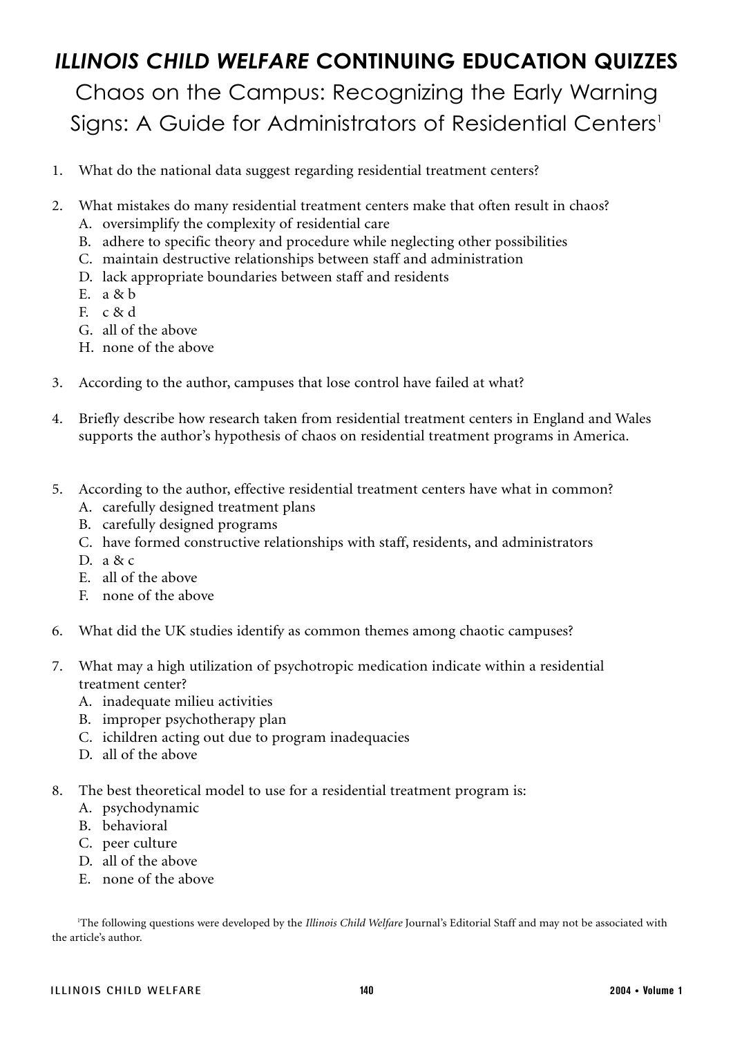# *ILLINOIS CHILD WELFARE* CONTINUING EDUCATION QUIZZES

## Chaos on the Campus: Recognizing the Early Warning Signs: A Guide for Administrators of Residential Centers[1]

1. What do the national data suggest regarding residential treatment centers?

2. What mistakes do many residential treatment centers make that often result in chaos?
   A. oversimplify the complexity of residential care
   B. adhere to specific theory and procedure while neglecting other possibilities
   C. maintain destructive relationships between staff and administration
   D. lack appropriate boundaries between staff and residents
   E. a & b
   F. c & d
   G. all of the above
   H. none of the above

3. According to the author, campuses that lose control have failed at what?

4. Briefly describe how research taken from residential treatment centers in England and Wales supports the author's hypothesis of chaos on residential treatment programs in America.

5. According to the author, effective residential treatment centers have what in common?
   A. carefully designed treatment plans
   B. carefully designed programs
   C. have formed constructive relationships with staff, residents, and administrators
   D. a & c
   E. all of the above
   F. none of the above

6. What did the UK studies identify as common themes among chaotic campuses?

7. What may a high utilization of psychotropic medication indicate within a residential treatment center?
   A. inadequate milieu activities
   B. improper psychotherapy plan
   C. ichildren acting out due to program inadequacies
   D. all of the above

8. The best theoretical model to use for a residential treatment program is:
   A. psychodynamic
   B. behavioral
   C. peer culture
   D. all of the above
   E. none of the above

[1]The following questions were developed by the *Illinois Child Welfare* Journal's Editorial Staff and may not be associated with the article's author.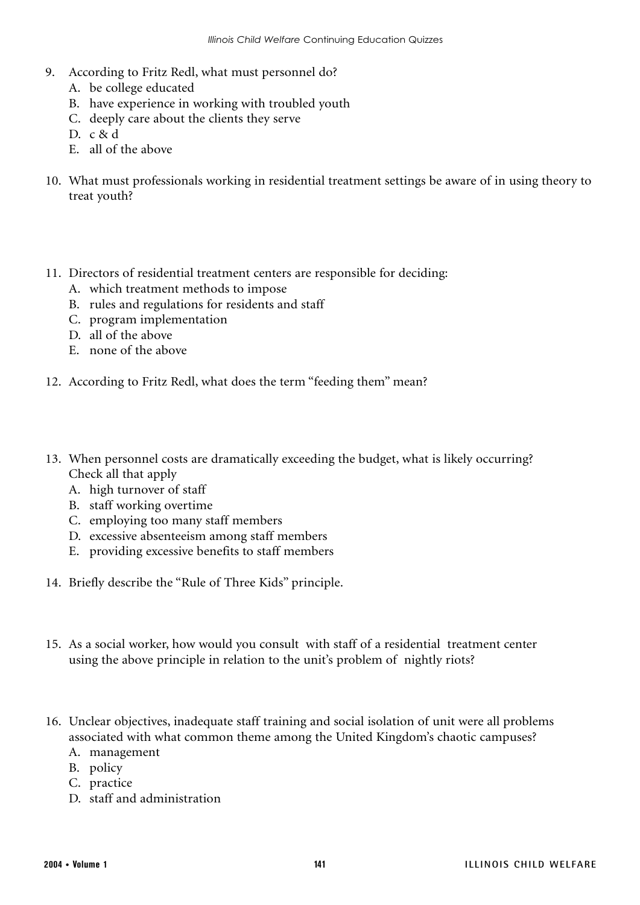9. According to Fritz Redl, what must personnel do?
   A. be college educated
   B. have experience in working with troubled youth
   C. deeply care about the clients they serve
   D. c & d
   E. all of the above

10. What must professionals working in residential treatment settings be aware of in using theory to treat youth?

11. Directors of residential treatment centers are responsible for deciding:
    A. which treatment methods to impose
    B. rules and regulations for residents and staff
    C. program implementation
    D. all of the above
    E. none of the above

12. According to Fritz Redl, what does the term "feeding them" mean?

13. When personnel costs are dramatically exceeding the budget, what is likely occurring? Check all that apply
    A. high turnover of staff
    B. staff working overtime
    C. employing too many staff members
    D. excessive absenteeism among staff members
    E. providing excessive benefits to staff members

14. Briefly describe the "Rule of Three Kids" principle.

15. As a social worker, how would you consult with staff of a residential treatment center using the above principle in relation to the unit's problem of nightly riots?

16. Unclear objectives, inadequate staff training and social isolation of unit were all problems associated with what common theme among the United Kingdom's chaotic campuses?
    A. management
    B. policy
    C. practice
    D. staff and administration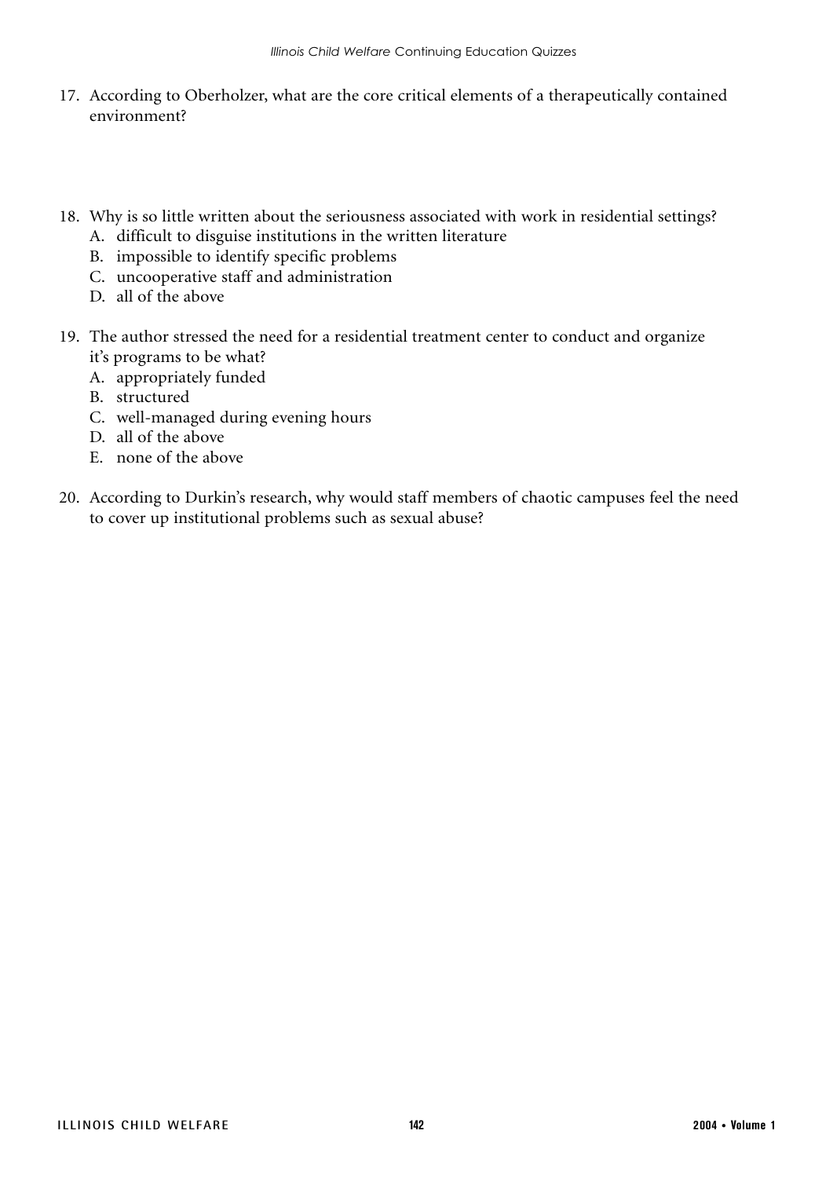17. According to Oberholzer, what are the core critical elements of a therapeutically contained environment?

18. Why is so little written about the seriousness associated with work in residential settings?
    A. difficult to disguise institutions in the written literature
    B. impossible to identify specific problems
    C. uncooperative staff and administration
    D. all of the above

19. The author stressed the need for a residential treatment center to conduct and organize it's programs to be what?
    A. appropriately funded
    B. structured
    C. well-managed during evening hours
    D. all of the above
    E. none of the above

20. According to Durkin's research, why would staff members of chaotic campuses feel the need to cover up institutional problems such as sexual abuse?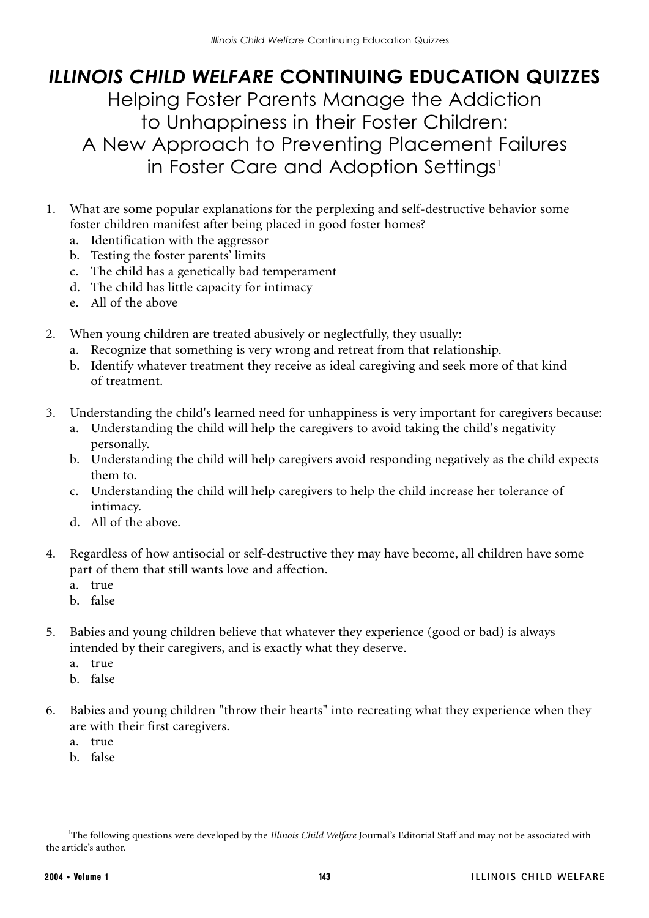# *ILLINOIS CHILD WELFARE* CONTINUING EDUCATION QUIZZES

## Helping Foster Parents Manage the Addiction to Unhappiness in their Foster Children: A New Approach to Preventing Placement Failures in Foster Care and Adoption Settings[1]

1. What are some popular explanations for the perplexing and self-destructive behavior some foster children manifest after being placed in good foster homes?
   a. Identification with the aggressor
   b. Testing the foster parents' limits
   c. The child has a genetically bad temperament
   d. The child has little capacity for intimacy
   e. All of the above

2. When young children are treated abusively or neglectfully, they usually:
   a. Recognize that something is very wrong and retreat from that relationship.
   b. Identify whatever treatment they receive as ideal caregiving and seek more of that kind of treatment.

3. Understanding the child's learned need for unhappiness is very important for caregivers because:
   a. Understanding the child will help the caregivers to avoid taking the child's negativity personally.
   b. Understanding the child will help caregivers avoid responding negatively as the child expects them to.
   c. Understanding the child will help caregivers to help the child increase her tolerance of intimacy.
   d. All of the above.

4. Regardless of how antisocial or self-destructive they may have become, all children have some part of them that still wants love and affection.
   a. true
   b. false

5. Babies and young children believe that whatever they experience (good or bad) is always intended by their caregivers, and is exactly what they deserve.
   a. true
   b. false

6. Babies and young children "throw their hearts" into recreating what they experience when they are with their first caregivers.
   a. true
   b. false

[1] The following questions were developed by the *Illinois Child Welfare* Journal's Editorial Staff and may not be associated with the article's author.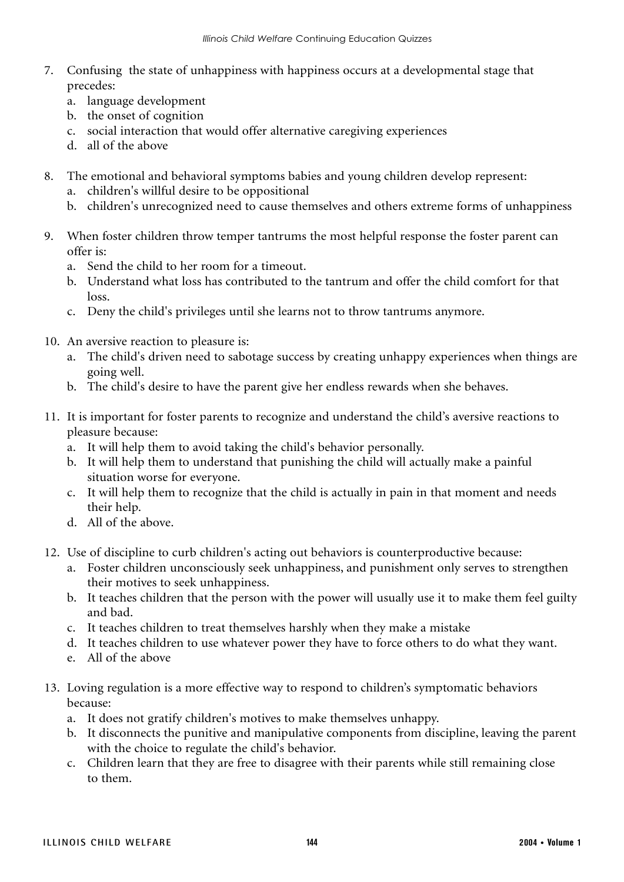7. Confusing  the state of unhappiness with happiness occurs at a developmental stage that precedes:
   a. language development
   b. the onset of cognition
   c. social interaction that would offer alternative caregiving experiences
   d. all of the above

8. The emotional and behavioral symptoms babies and young children develop represent:
   a. children's willful desire to be oppositional
   b. children's unrecognized need to cause themselves and others extreme forms of unhappiness

9. When foster children throw temper tantrums the most helpful response the foster parent can offer is:
   a. Send the child to her room for a timeout.
   b. Understand what loss has contributed to the tantrum and offer the child comfort for that loss.
   c. Deny the child's privileges until she learns not to throw tantrums anymore.

10. An aversive reaction to pleasure is:
    a. The child's driven need to sabotage success by creating unhappy experiences when things are going well.
    b. The child's desire to have the parent give her endless rewards when she behaves.

11. It is important for foster parents to recognize and understand the child's aversive reactions to pleasure because:
    a. It will help them to avoid taking the child's behavior personally.
    b. It will help them to understand that punishing the child will actually make a painful situation worse for everyone.
    c. It will help them to recognize that the child is actually in pain in that moment and needs their help.
    d. All of the above.

12. Use of discipline to curb children's acting out behaviors is counterproductive because:
    a. Foster children unconsciously seek unhappiness, and punishment only serves to strengthen their motives to seek unhappiness.
    b. It teaches children that the person with the power will usually use it to make them feel guilty and bad.
    c. It teaches children to treat themselves harshly when they make a mistake
    d. It teaches children to use whatever power they have to force others to do what they want.
    e. All of the above

13. Loving regulation is a more effective way to respond to children's symptomatic behaviors because:
    a. It does not gratify children's motives to make themselves unhappy.
    b. It disconnects the punitive and manipulative components from discipline, leaving the parent with the choice to regulate the child's behavior.
    c. Children learn that they are free to disagree with their parents while still remaining close to them.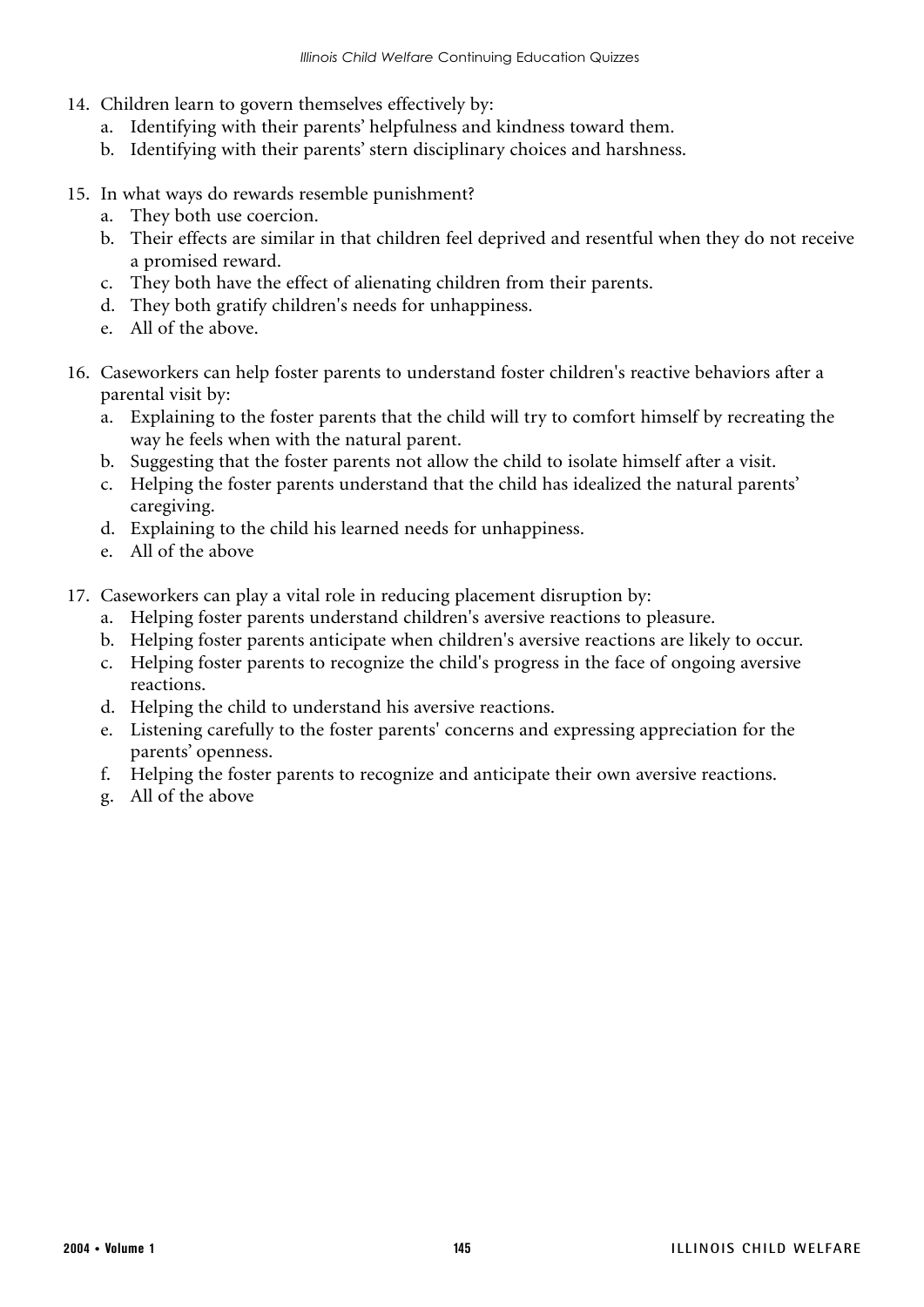14. Children learn to govern themselves effectively by:
    a. Identifying with their parents' helpfulness and kindness toward them.
    b. Identifying with their parents' stern disciplinary choices and harshness.

15. In what ways do rewards resemble punishment?
    a. They both use coercion.
    b. Their effects are similar in that children feel deprived and resentful when they do not receive a promised reward.
    c. They both have the effect of alienating children from their parents.
    d. They both gratify children's needs for unhappiness.
    e. All of the above.

16. Caseworkers can help foster parents to understand foster children's reactive behaviors after a parental visit by:
    a. Explaining to the foster parents that the child will try to comfort himself by recreating the way he feels when with the natural parent.
    b. Suggesting that the foster parents not allow the child to isolate himself after a visit.
    c. Helping the foster parents understand that the child has idealized the natural parents' caregiving.
    d. Explaining to the child his learned needs for unhappiness.
    e. All of the above

17. Caseworkers can play a vital role in reducing placement disruption by:
    a. Helping foster parents understand children's aversive reactions to pleasure.
    b. Helping foster parents anticipate when children's aversive reactions are likely to occur.
    c. Helping foster parents to recognize the child's progress in the face of ongoing aversive reactions.
    d. Helping the child to understand his aversive reactions.
    e. Listening carefully to the foster parents' concerns and expressing appreciation for the parents' openness.
    f. Helping the foster parents to recognize and anticipate their own aversive reactions.
    g. All of the above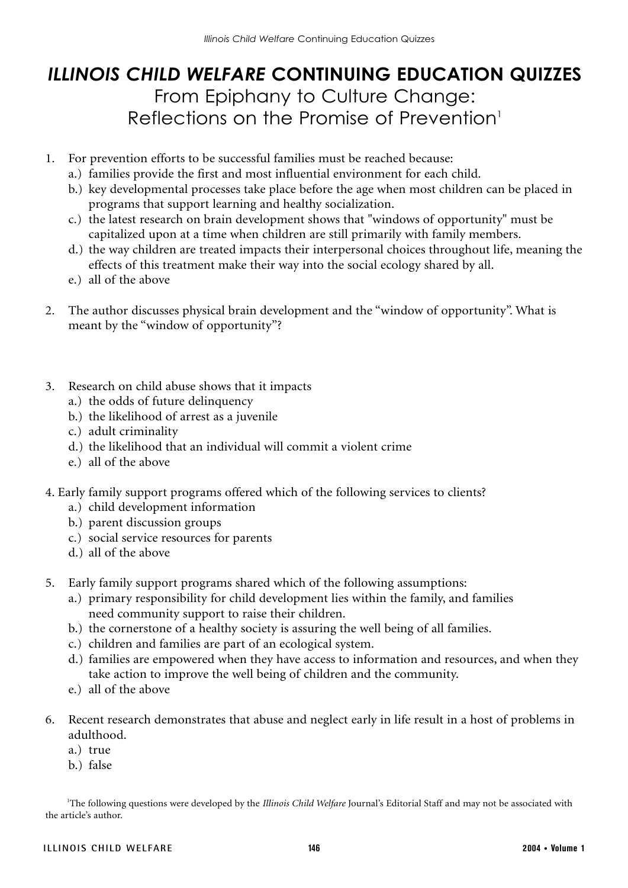# *ILLINOIS CHILD WELFARE* CONTINUING EDUCATION QUIZZES

## From Epiphany to Culture Change: Reflections on the Promise of Prevention[1]

1. For prevention efforts to be successful families must be reached because:
   a.) families provide the first and most influential environment for each child.
   b.) key developmental processes take place before the age when most children can be placed in programs that support learning and healthy socialization.
   c.) the latest research on brain development shows that "windows of opportunity" must be capitalized upon at a time when children are still primarily with family members.
   d.) the way children are treated impacts their interpersonal choices throughout life, meaning the effects of this treatment make their way into the social ecology shared by all.
   e.) all of the above

2. The author discusses physical brain development and the "window of opportunity". What is meant by the "window of opportunity"?

3. Research on child abuse shows that it impacts
   a.) the odds of future delinquency
   b.) the likelihood of arrest as a juvenile
   c.) adult criminality
   d.) the likelihood that an individual will commit a violent crime
   e.) all of the above

4. Early family support programs offered which of the following services to clients?
   a.) child development information
   b.) parent discussion groups
   c.) social service resources for parents
   d.) all of the above

5. Early family support programs shared which of the following assumptions:
   a.) primary responsibility for child development lies within the family, and families need community support to raise their children.
   b.) the cornerstone of a healthy society is assuring the well being of all families.
   c.) children and families are part of an ecological system.
   d.) families are empowered when they have access to information and resources, and when they take action to improve the well being of children and the community.
   e.) all of the above

6. Recent research demonstrates that abuse and neglect early in life result in a host of problems in adulthood.
   a.) true
   b.) false

[1]The following questions were developed by the *Illinois Child Welfare* Journal's Editorial Staff and may not be associated with the article's author.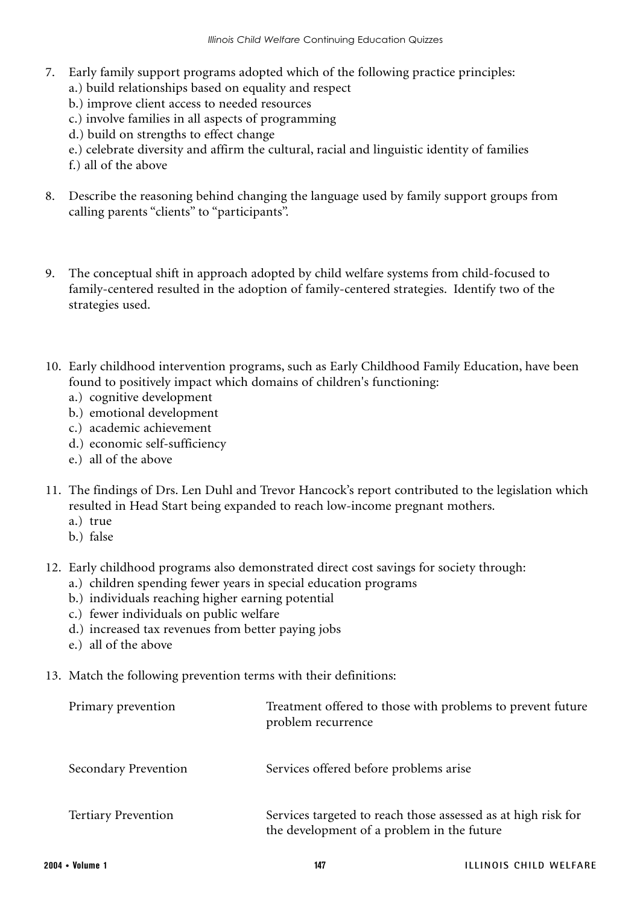7. Early family support programs adopted which of the following practice principles:
   a.) build relationships based on equality and respect
   b.) improve client access to needed resources
   c.) involve families in all aspects of programming
   d.) build on strengths to effect change
   e.) celebrate diversity and affirm the cultural, racial and linguistic identity of families
   f.) all of the above

8. Describe the reasoning behind changing the language used by family support groups from calling parents "clients" to "participants".

9. The conceptual shift in approach adopted by child welfare systems from child-focused to family-centered resulted in the adoption of family-centered strategies. Identify two of the strategies used.

10. Early childhood intervention programs, such as Early Childhood Family Education, have been found to positively impact which domains of children's functioning:
    a.) cognitive development
    b.) emotional development
    c.) academic achievement
    d.) economic self-sufficiency
    e.) all of the above

11. The findings of Drs. Len Duhl and Trevor Hancock's report contributed to the legislation which resulted in Head Start being expanded to reach low-income pregnant mothers.
    a.) true
    b.) false

12. Early childhood programs also demonstrated direct cost savings for society through:
    a.) children spending fewer years in special education programs
    b.) individuals reaching higher earning potential
    c.) fewer individuals on public welfare
    d.) increased tax revenues from better paying jobs
    e.) all of the above

13. Match the following prevention terms with their definitions:

| | |
|---|---|
| Primary prevention | Treatment offered to those with problems to prevent future problem recurrence |
| Secondary Prevention | Services offered before problems arise |
| Tertiary Prevention | Services targeted to reach those assessed as at high risk for the development of a problem in the future |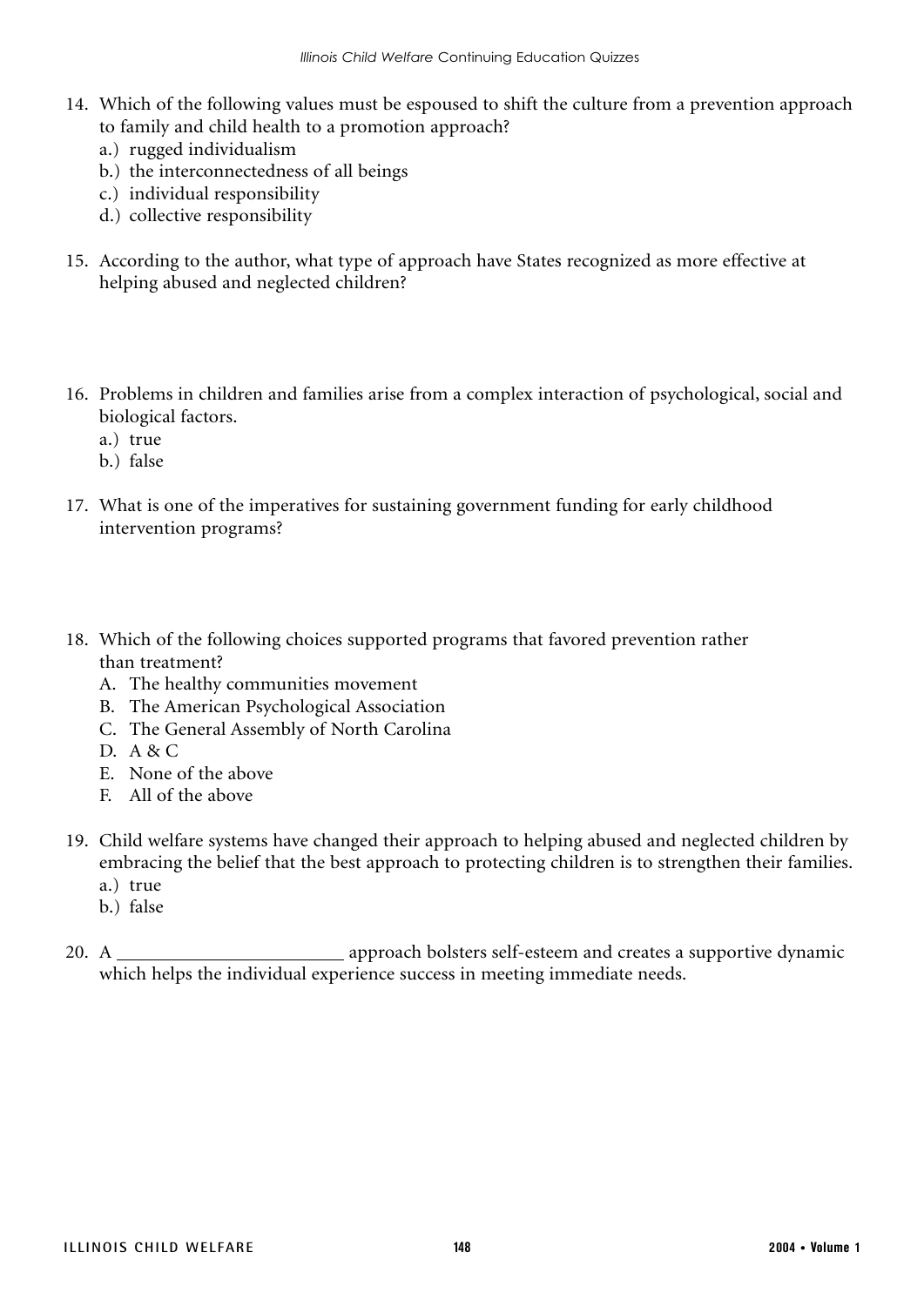14. Which of the following values must be espoused to shift the culture from a prevention approach to family and child health to a promotion approach?
    a.) rugged individualism
    b.) the interconnectedness of all beings
    c.) individual responsibility
    d.) collective responsibility

15. According to the author, what type of approach have States recognized as more effective at helping abused and neglected children?

16. Problems in children and families arise from a complex interaction of psychological, social and biological factors.
    a.) true
    b.) false

17. What is one of the imperatives for sustaining government funding for early childhood intervention programs?

18. Which of the following choices supported programs that favored prevention rather than treatment?
    A. The healthy communities movement
    B. The American Psychological Association
    C. The General Assembly of North Carolina
    D. A & C
    E. None of the above
    F. All of the above

19. Child welfare systems have changed their approach to helping abused and neglected children by embracing the belief that the best approach to protecting children is to strengthen their families.
    a.) true
    b.) false

20. A ________________________ approach bolsters self-esteem and creates a supportive dynamic which helps the individual experience success in meeting immediate needs.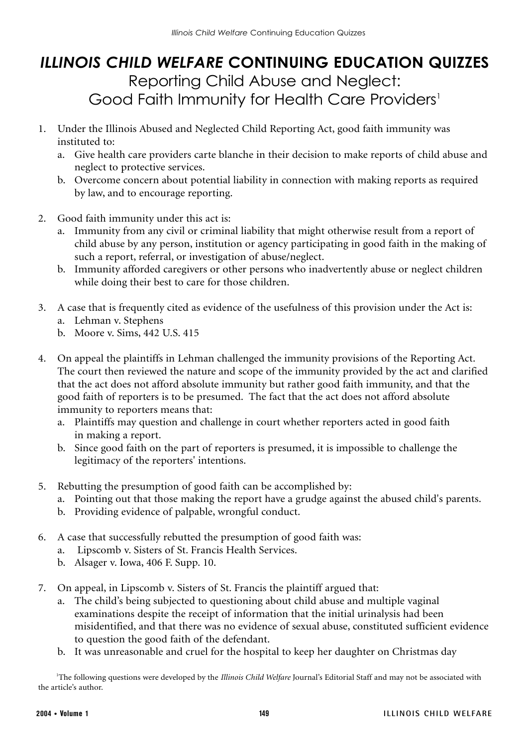# *ILLINOIS CHILD WELFARE* CONTINUING EDUCATION QUIZZES

## Reporting Child Abuse and Neglect: Good Faith Immunity for Health Care Providers[1]

1. Under the Illinois Abused and Neglected Child Reporting Act, good faith immunity was instituted to:
   a. Give health care providers carte blanche in their decision to make reports of child abuse and neglect to protective services.
   b. Overcome concern about potential liability in connection with making reports as required by law, and to encourage reporting.

2. Good faith immunity under this act is:
   a. Immunity from any civil or criminal liability that might otherwise result from a report of child abuse by any person, institution or agency participating in good faith in the making of such a report, referral, or investigation of abuse/neglect.
   b. Immunity afforded caregivers or other persons who inadvertently abuse or neglect children while doing their best to care for those children.

3. A case that is frequently cited as evidence of the usefulness of this provision under the Act is:
   a. Lehman v. Stephens
   b. Moore v. Sims, 442 U.S. 415

4. On appeal the plaintiffs in Lehman challenged the immunity provisions of the Reporting Act. The court then reviewed the nature and scope of the immunity provided by the act and clarified that the act does not afford absolute immunity but rather good faith immunity, and that the good faith of reporters is to be presumed. The fact that the act does not afford absolute immunity to reporters means that:
   a. Plaintiffs may question and challenge in court whether reporters acted in good faith in making a report.
   b. Since good faith on the part of reporters is presumed, it is impossible to challenge the legitimacy of the reporters' intentions.

5. Rebutting the presumption of good faith can be accomplished by:
   a. Pointing out that those making the report have a grudge against the abused child's parents.
   b. Providing evidence of palpable, wrongful conduct.

6. A case that successfully rebutted the presumption of good faith was:
   a. Lipscomb v. Sisters of St. Francis Health Services.
   b. Alsager v. Iowa, 406 F. Supp. 10.

7. On appeal, in Lipscomb v. Sisters of St. Francis the plaintiff argued that:
   a. The child's being subjected to questioning about child abuse and multiple vaginal examinations despite the receipt of information that the initial urinalysis had been misidentified, and that there was no evidence of sexual abuse, constituted sufficient evidence to question the good faith of the defendant.
   b. It was unreasonable and cruel for the hospital to keep her daughter on Christmas day

[1] The following questions were developed by the *Illinois Child Welfare* Journal's Editorial Staff and may not be associated with the article's author.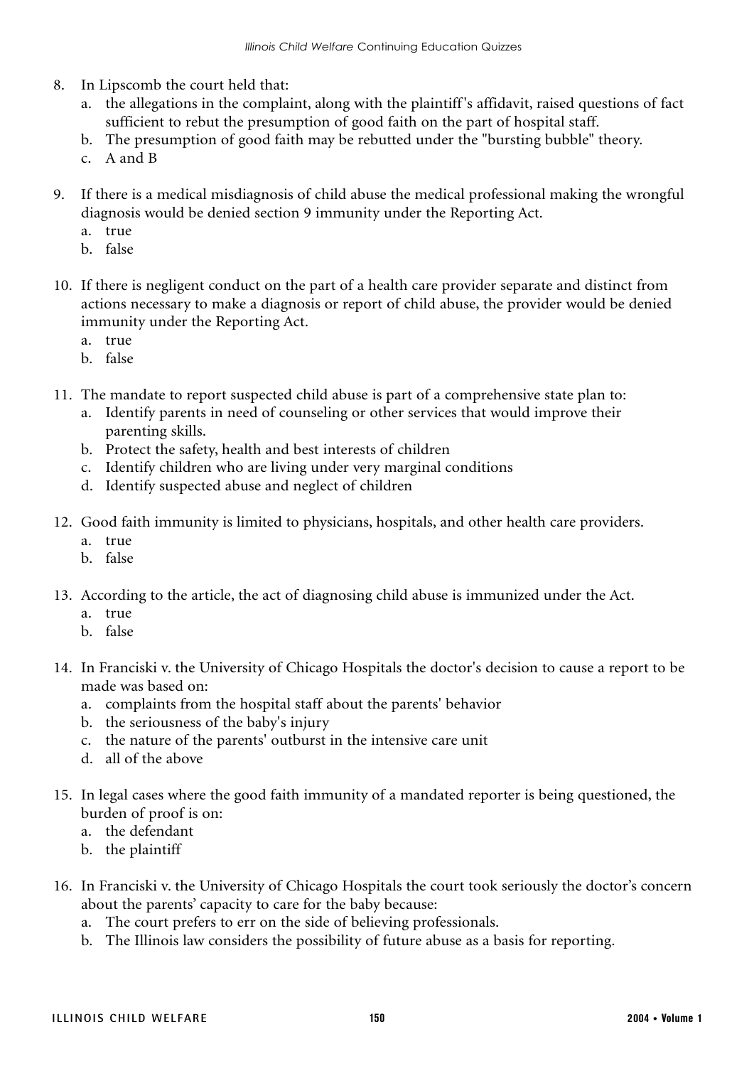8. In Lipscomb the court held that:
   a. the allegations in the complaint, along with the plaintiff's affidavit, raised questions of fact sufficient to rebut the presumption of good faith on the part of hospital staff.
   b. The presumption of good faith may be rebutted under the "bursting bubble" theory.
   c. A and B

9. If there is a medical misdiagnosis of child abuse the medical professional making the wrongful diagnosis would be denied section 9 immunity under the Reporting Act.
   a. true
   b. false

10. If there is negligent conduct on the part of a health care provider separate and distinct from actions necessary to make a diagnosis or report of child abuse, the provider would be denied immunity under the Reporting Act.
    a. true
    b. false

11. The mandate to report suspected child abuse is part of a comprehensive state plan to:
    a. Identify parents in need of counseling or other services that would improve their parenting skills.
    b. Protect the safety, health and best interests of children
    c. Identify children who are living under very marginal conditions
    d. Identify suspected abuse and neglect of children

12. Good faith immunity is limited to physicians, hospitals, and other health care providers.
    a. true
    b. false

13. According to the article, the act of diagnosing child abuse is immunized under the Act.
    a. true
    b. false

14. In Franciski v. the University of Chicago Hospitals the doctor's decision to cause a report to be made was based on:
    a. complaints from the hospital staff about the parents' behavior
    b. the seriousness of the baby's injury
    c. the nature of the parents' outburst in the intensive care unit
    d. all of the above

15. In legal cases where the good faith immunity of a mandated reporter is being questioned, the burden of proof is on:
    a. the defendant
    b. the plaintiff

16. In Franciski v. the University of Chicago Hospitals the court took seriously the doctor's concern about the parents' capacity to care for the baby because:
    a. The court prefers to err on the side of believing professionals.
    b. The Illinois law considers the possibility of future abuse as a basis for reporting.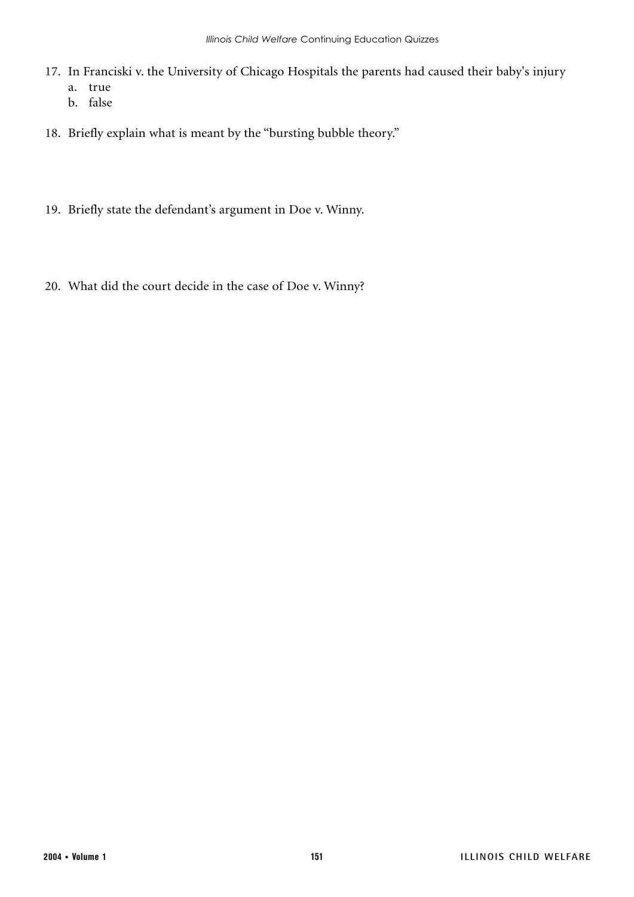17. In Franciski v. the University of Chicago Hospitals the parents had caused their baby's injury
    a. true
    b. false

18. Briefly explain what is meant by the "bursting bubble theory."

19. Briefly state the defendant's argument in Doe v. Winny.

20. What did the court decide in the case of Doe v. Winny?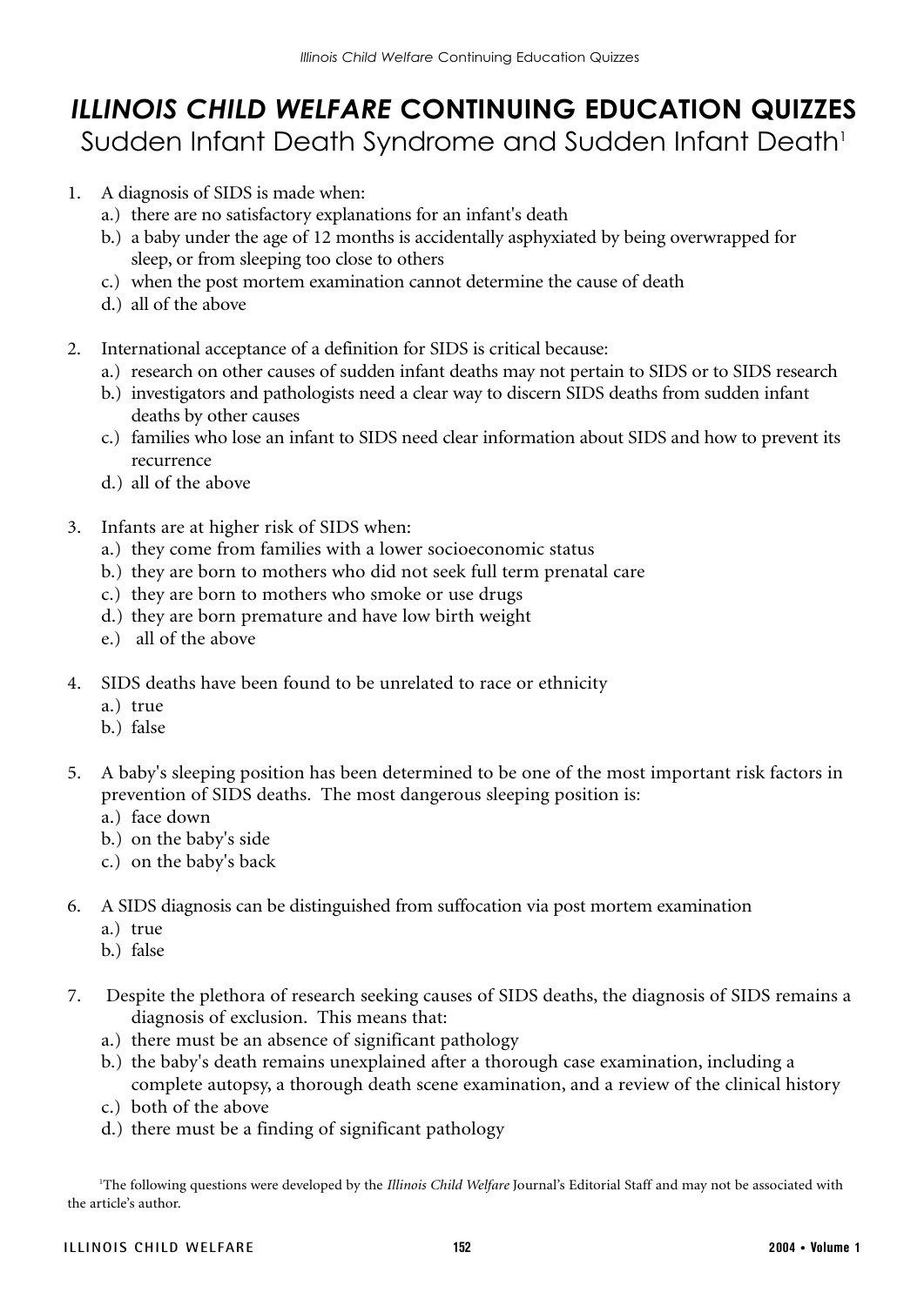# *ILLINOIS CHILD WELFARE* CONTINUING EDUCATION QUIZZES

## Sudden Infant Death Syndrome and Sudden Infant Death[1]

1. A diagnosis of SIDS is made when:
   a.) there are no satisfactory explanations for an infant's death
   b.) a baby under the age of 12 months is accidentally asphyxiated by being overwrapped for sleep, or from sleeping too close to others
   c.) when the post mortem examination cannot determine the cause of death
   d.) all of the above

2. International acceptance of a definition for SIDS is critical because:
   a.) research on other causes of sudden infant deaths may not pertain to SIDS or to SIDS research
   b.) investigators and pathologists need a clear way to discern SIDS deaths from sudden infant deaths by other causes
   c.) families who lose an infant to SIDS need clear information about SIDS and how to prevent its recurrence
   d.) all of the above

3. Infants are at higher risk of SIDS when:
   a.) they come from families with a lower socioeconomic status
   b.) they are born to mothers who did not seek full term prenatal care
   c.) they are born to mothers who smoke or use drugs
   d.) they are born premature and have low birth weight
   e.) all of the above

4. SIDS deaths have been found to be unrelated to race or ethnicity
   a.) true
   b.) false

5. A baby's sleeping position has been determined to be one of the most important risk factors in prevention of SIDS deaths. The most dangerous sleeping position is:
   a.) face down
   b.) on the baby's side
   c.) on the baby's back

6. A SIDS diagnosis can be distinguished from suffocation via post mortem examination
   a.) true
   b.) false

7. Despite the plethora of research seeking causes of SIDS deaths, the diagnosis of SIDS remains a diagnosis of exclusion. This means that:
   a.) there must be an absence of significant pathology
   b.) the baby's death remains unexplained after a thorough case examination, including a complete autopsy, a thorough death scene examination, and a review of the clinical history
   c.) both of the above
   d.) there must be a finding of significant pathology

[1]The following questions were developed by the *Illinois Child Welfare* Journal's Editorial Staff and may not be associated with the article's author.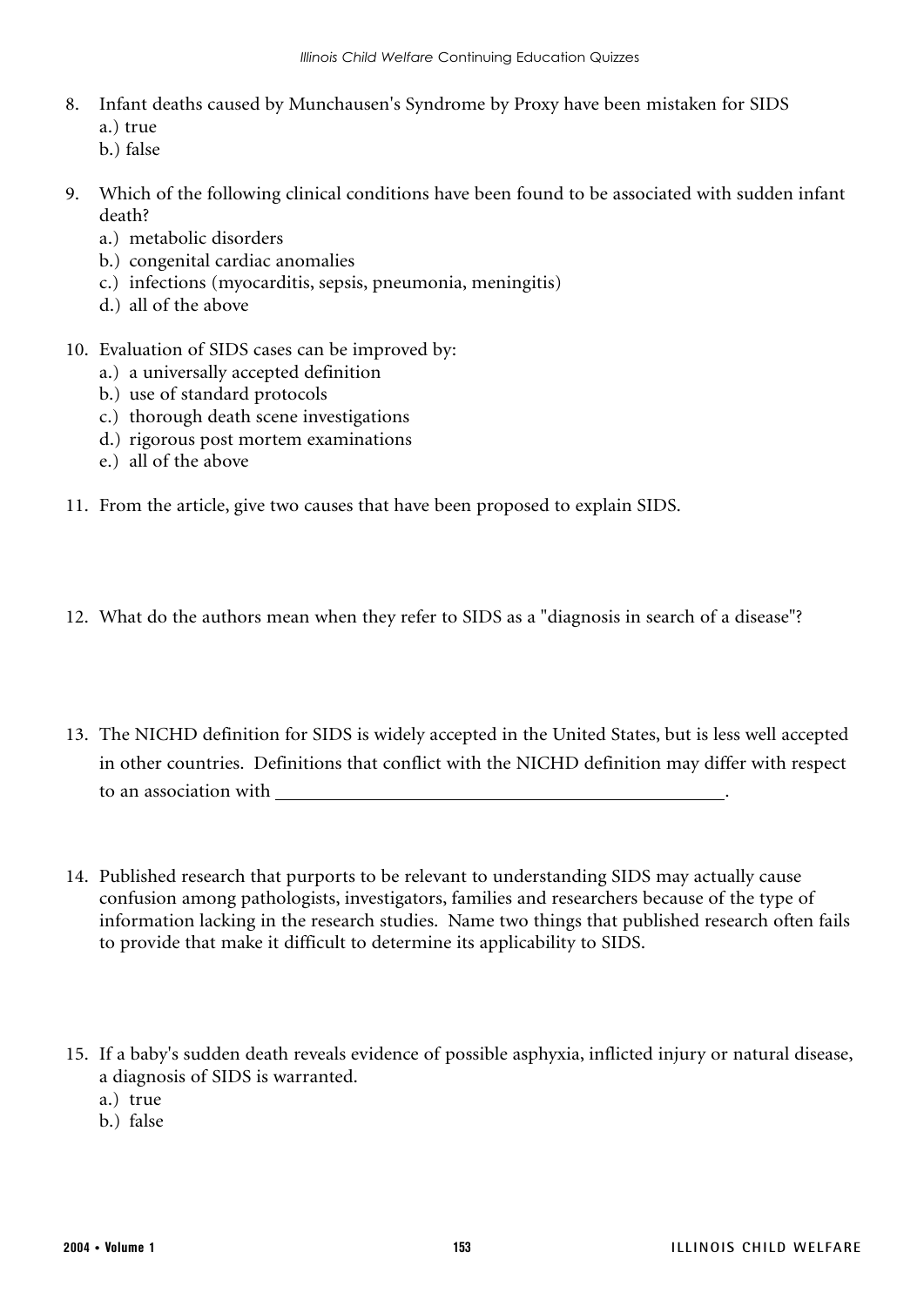8. Infant deaths caused by Munchausen's Syndrome by Proxy have been mistaken for SIDS
   a.) true
   b.) false

9. Which of the following clinical conditions have been found to be associated with sudden infant death?
   a.) metabolic disorders
   b.) congenital cardiac anomalies
   c.) infections (myocarditis, sepsis, pneumonia, meningitis)
   d.) all of the above

10. Evaluation of SIDS cases can be improved by:
    a.) a universally accepted definition
    b.) use of standard protocols
    c.) thorough death scene investigations
    d.) rigorous post mortem examinations
    e.) all of the above

11. From the article, give two causes that have been proposed to explain SIDS.

12. What do the authors mean when they refer to SIDS as a "diagnosis in search of a disease"?

13. The NICHD definition for SIDS is widely accepted in the United States, but is less well accepted in other countries. Definitions that conflict with the NICHD definition may differ with respect to an association with ______________________________________________.

14. Published research that purports to be relevant to understanding SIDS may actually cause confusion among pathologists, investigators, families and researchers because of the type of information lacking in the research studies. Name two things that published research often fails to provide that make it difficult to determine its applicability to SIDS.

15. If a baby's sudden death reveals evidence of possible asphyxia, inflicted injury or natural disease, a diagnosis of SIDS is warranted.
    a.) true
    b.) false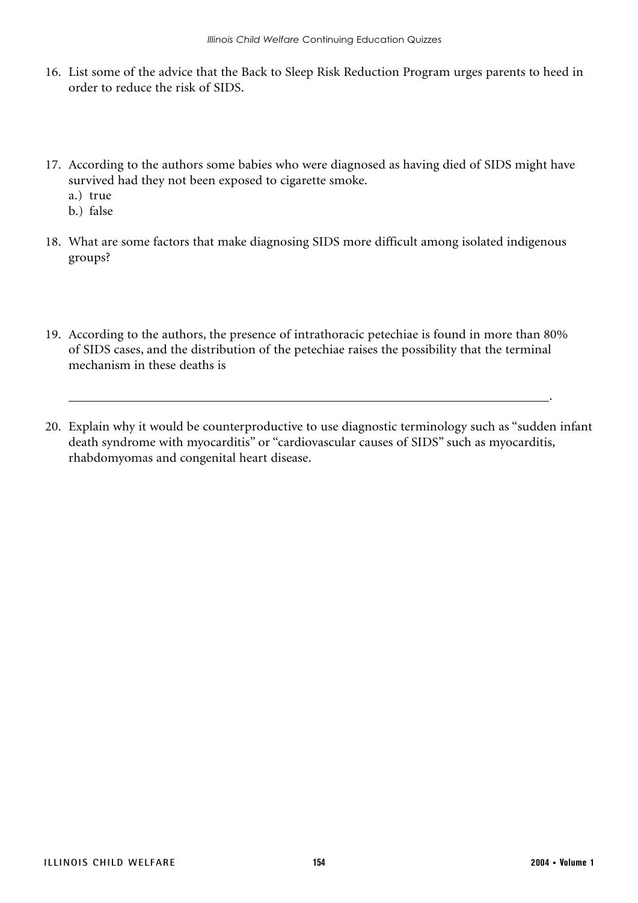16. List some of the advice that the Back to Sleep Risk Reduction Program urges parents to heed in order to reduce the risk of SIDS.

17. According to the authors some babies who were diagnosed as having died of SIDS might have survived had they not been exposed to cigarette smoke.
    a.) true
    b.) false

18. What are some factors that make diagnosing SIDS more difficult among isolated indigenous groups?

19. According to the authors, the presence of intrathoracic petechiae is found in more than 80% of SIDS cases, and the distribution of the petechiae raises the possibility that the terminal mechanism in these deaths is

    ______________________________________________________________________.

20. Explain why it would be counterproductive to use diagnostic terminology such as "sudden infant death syndrome with myocarditis" or "cardiovascular causes of SIDS" such as myocarditis, rhabdomyomas and congenital heart disease.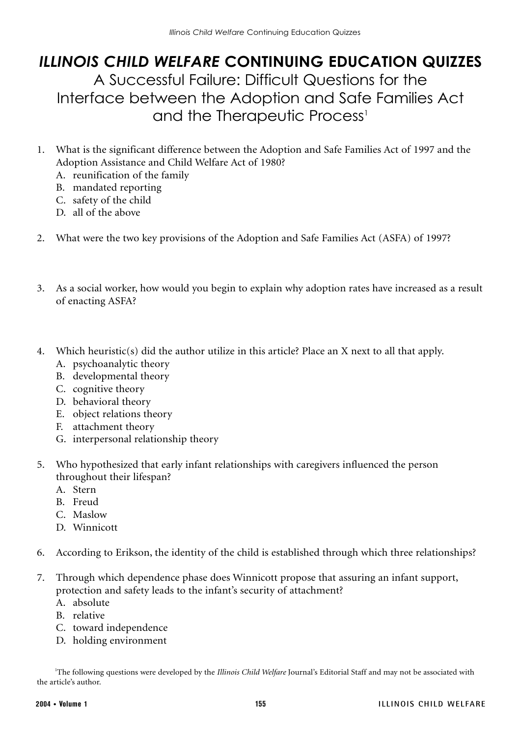# *ILLINOIS CHILD WELFARE* CONTINUING EDUCATION QUIZZES

## A Successful Failure: Difficult Questions for the Interface between the Adoption and Safe Families Act and the Therapeutic Process[1]

1. What is the significant difference between the Adoption and Safe Families Act of 1997 and the Adoption Assistance and Child Welfare Act of 1980?
   A. reunification of the family
   B. mandated reporting
   C. safety of the child
   D. all of the above

2. What were the two key provisions of the Adoption and Safe Families Act (ASFA) of 1997?

3. As a social worker, how would you begin to explain why adoption rates have increased as a result of enacting ASFA?

4. Which heuristic(s) did the author utilize in this article? Place an X next to all that apply.
   A. psychoanalytic theory
   B. developmental theory
   C. cognitive theory
   D. behavioral theory
   E. object relations theory
   F. attachment theory
   G. interpersonal relationship theory

5. Who hypothesized that early infant relationships with caregivers influenced the person throughout their lifespan?
   A. Stern
   B. Freud
   C. Maslow
   D. Winnicott

6. According to Erikson, the identity of the child is established through which three relationships?

7. Through which dependence phase does Winnicott propose that assuring an infant support, protection and safety leads to the infant's security of attachment?
   A. absolute
   B. relative
   C. toward independence
   D. holding environment

[1]The following questions were developed by the *Illinois Child Welfare* Journal's Editorial Staff and may not be associated with the article's author.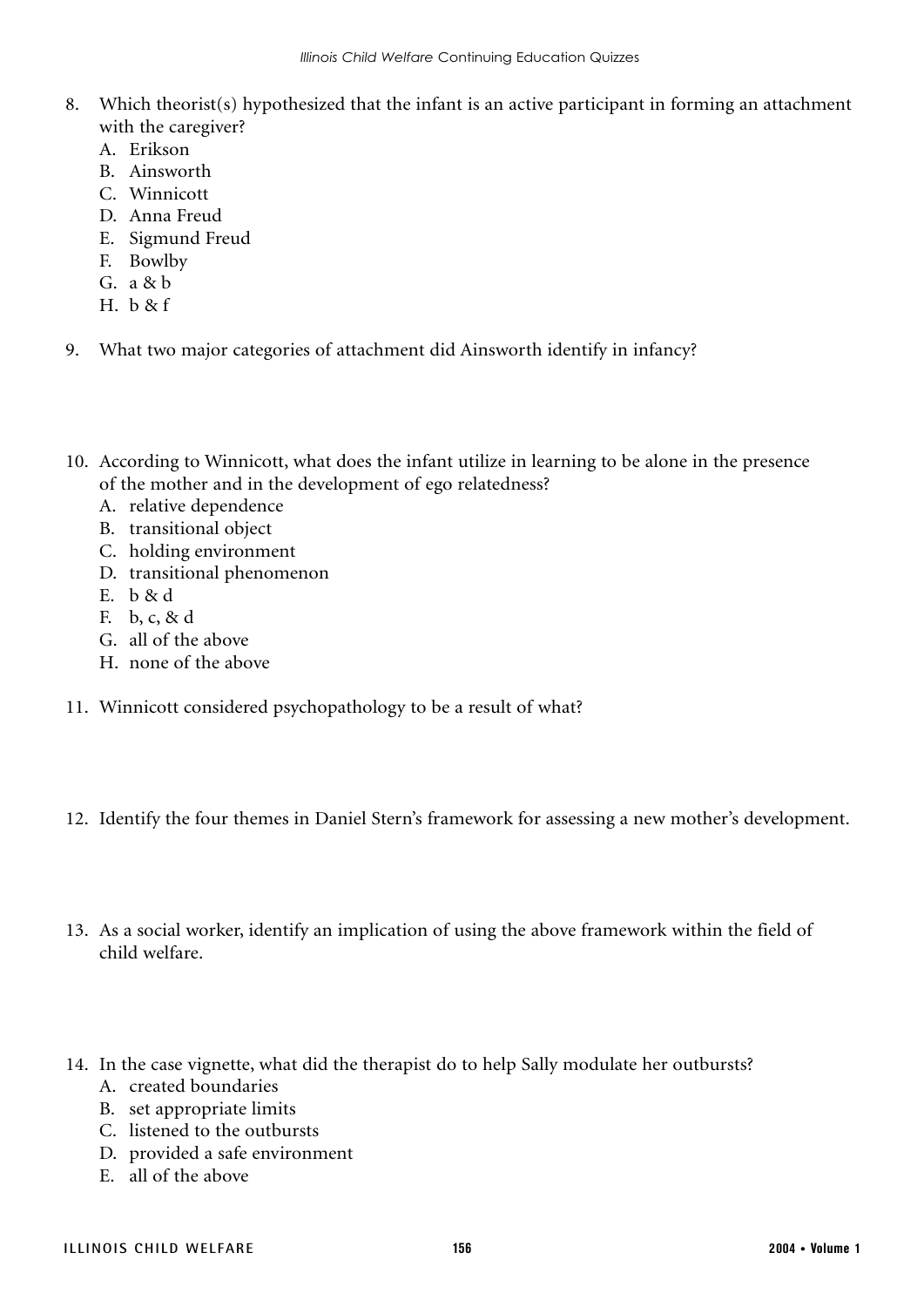8. Which theorist(s) hypothesized that the infant is an active participant in forming an attachment with the caregiver?
   A. Erikson
   B. Ainsworth
   C. Winnicott
   D. Anna Freud
   E. Sigmund Freud
   F. Bowlby
   G. a & b
   H. b & f

9. What two major categories of attachment did Ainsworth identify in infancy?

10. According to Winnicott, what does the infant utilize in learning to be alone in the presence of the mother and in the development of ego relatedness?
    A. relative dependence
    B. transitional object
    C. holding environment
    D. transitional phenomenon
    E. b & d
    F. b, c, & d
    G. all of the above
    H. none of the above

11. Winnicott considered psychopathology to be a result of what?

12. Identify the four themes in Daniel Stern's framework for assessing a new mother's development.

13. As a social worker, identify an implication of using the above framework within the field of child welfare.

14. In the case vignette, what did the therapist do to help Sally modulate her outbursts?
    A. created boundaries
    B. set appropriate limits
    C. listened to the outbursts
    D. provided a safe environment
    E. all of the above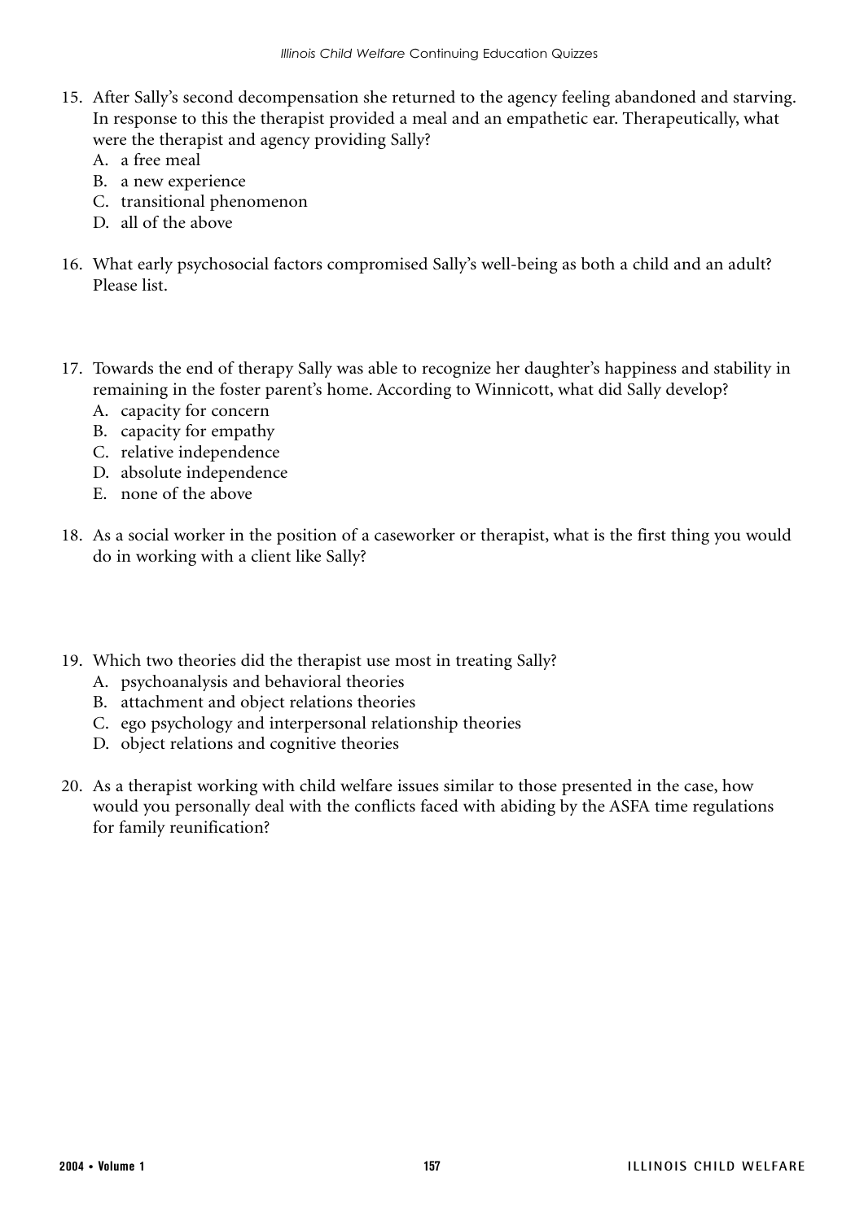15. After Sally's second decompensation she returned to the agency feeling abandoned and starving. In response to this the therapist provided a meal and an empathetic ear. Therapeutically, what were the therapist and agency providing Sally?
    A. a free meal
    B. a new experience
    C. transitional phenomenon
    D. all of the above

16. What early psychosocial factors compromised Sally's well-being as both a child and an adult? Please list.

17. Towards the end of therapy Sally was able to recognize her daughter's happiness and stability in remaining in the foster parent's home. According to Winnicott, what did Sally develop?
    A. capacity for concern
    B. capacity for empathy
    C. relative independence
    D. absolute independence
    E. none of the above

18. As a social worker in the position of a caseworker or therapist, what is the first thing you would do in working with a client like Sally?

19. Which two theories did the therapist use most in treating Sally?
    A. psychoanalysis and behavioral theories
    B. attachment and object relations theories
    C. ego psychology and interpersonal relationship theories
    D. object relations and cognitive theories

20. As a therapist working with child welfare issues similar to those presented in the case, how would you personally deal with the conflicts faced with abiding by the ASFA time regulations for family reunification?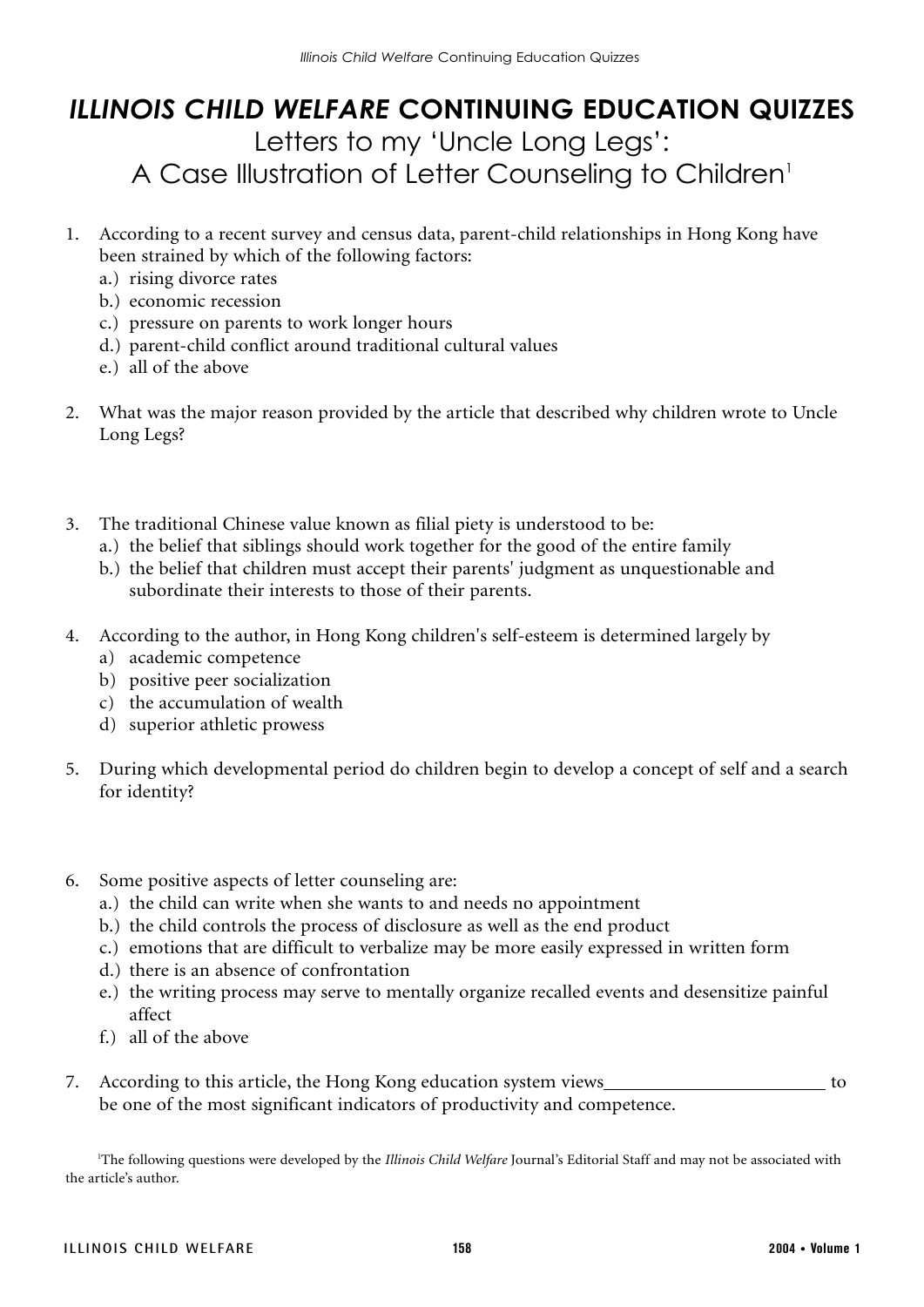# *ILLINOIS CHILD WELFARE* CONTINUING EDUCATION QUIZZES

## Letters to my 'Uncle Long Legs': A Case Illustration of Letter Counseling to Children[1]

1. According to a recent survey and census data, parent-child relationships in Hong Kong have been strained by which of the following factors:
   a.) rising divorce rates
   b.) economic recession
   c.) pressure on parents to work longer hours
   d.) parent-child conflict around traditional cultural values
   e.) all of the above

2. What was the major reason provided by the article that described why children wrote to Uncle Long Legs?

3. The traditional Chinese value known as filial piety is understood to be:
   a.) the belief that siblings should work together for the good of the entire family
   b.) the belief that children must accept their parents' judgment as unquestionable and subordinate their interests to those of their parents.

4. According to the author, in Hong Kong children's self-esteem is determined largely by
   a) academic competence
   b) positive peer socialization
   c) the accumulation of wealth
   d) superior athletic prowess

5. During which developmental period do children begin to develop a concept of self and a search for identity?

6. Some positive aspects of letter counseling are:
   a.) the child can write when she wants to and needs no appointment
   b.) the child controls the process of disclosure as well as the end product
   c.) emotions that are difficult to verbalize may be more easily expressed in written form
   d.) there is an absence of confrontation
   e.) the writing process may serve to mentally organize recalled events and desensitize painful affect
   f.) all of the above

7. According to this article, the Hong Kong education system views ________________________ to be one of the most significant indicators of productivity and competence.

[1]The following questions were developed by the *Illinois Child Welfare* Journal's Editorial Staff and may not be associated with the article's author.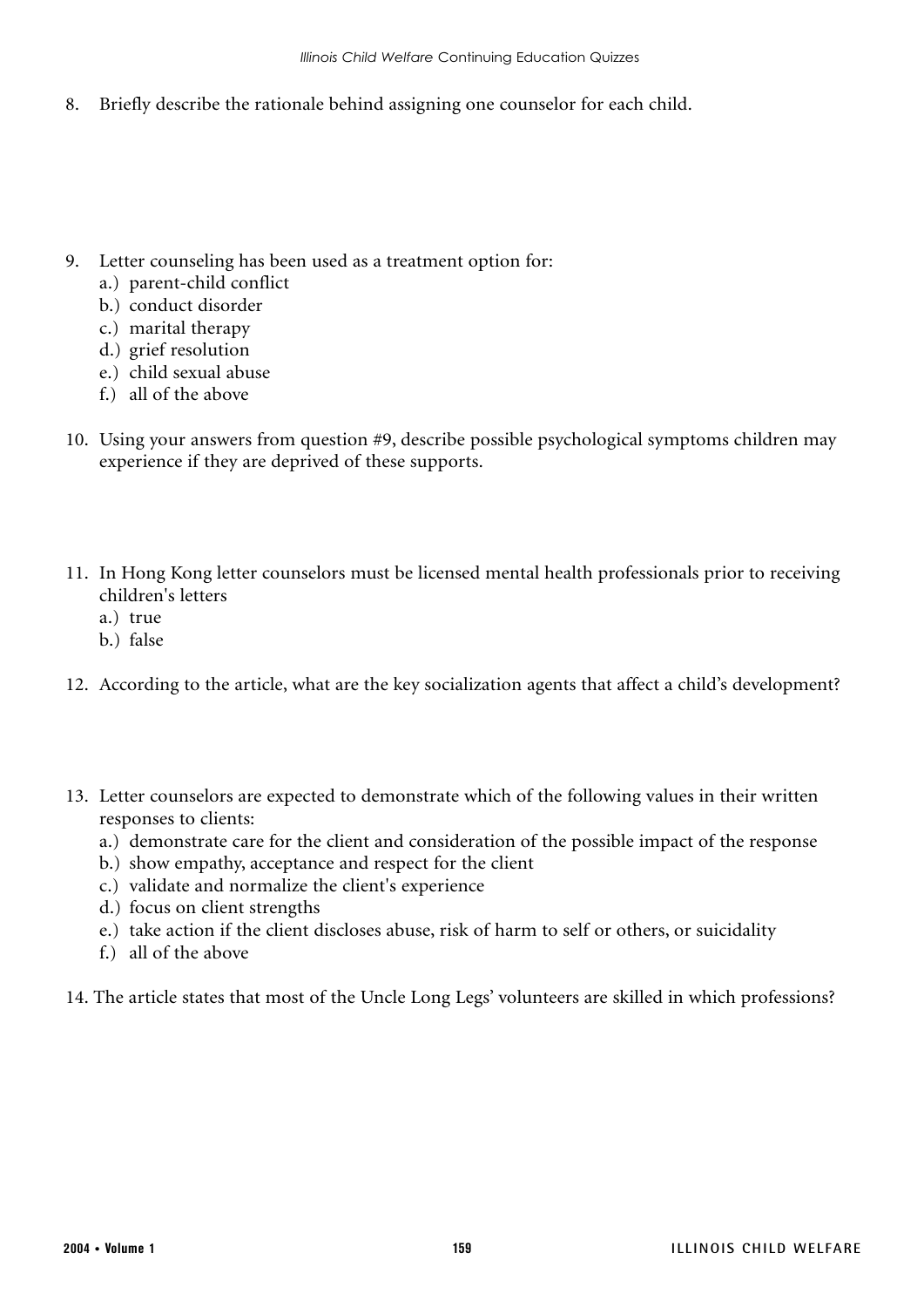8. Briefly describe the rationale behind assigning one counselor for each child.

9. Letter counseling has been used as a treatment option for:
   a.) parent-child conflict
   b.) conduct disorder
   c.) marital therapy
   d.) grief resolution
   e.) child sexual abuse
   f.) all of the above

10. Using your answers from question #9, describe possible psychological symptoms children may experience if they are deprived of these supports.

11. In Hong Kong letter counselors must be licensed mental health professionals prior to receiving children's letters
    a.) true
    b.) false

12. According to the article, what are the key socialization agents that affect a child's development?

13. Letter counselors are expected to demonstrate which of the following values in their written responses to clients:
    a.) demonstrate care for the client and consideration of the possible impact of the response
    b.) show empathy, acceptance and respect for the client
    c.) validate and normalize the client's experience
    d.) focus on client strengths
    e.) take action if the client discloses abuse, risk of harm to self or others, or suicidality
    f.) all of the above

14. The article states that most of the Uncle Long Legs' volunteers are skilled in which professions?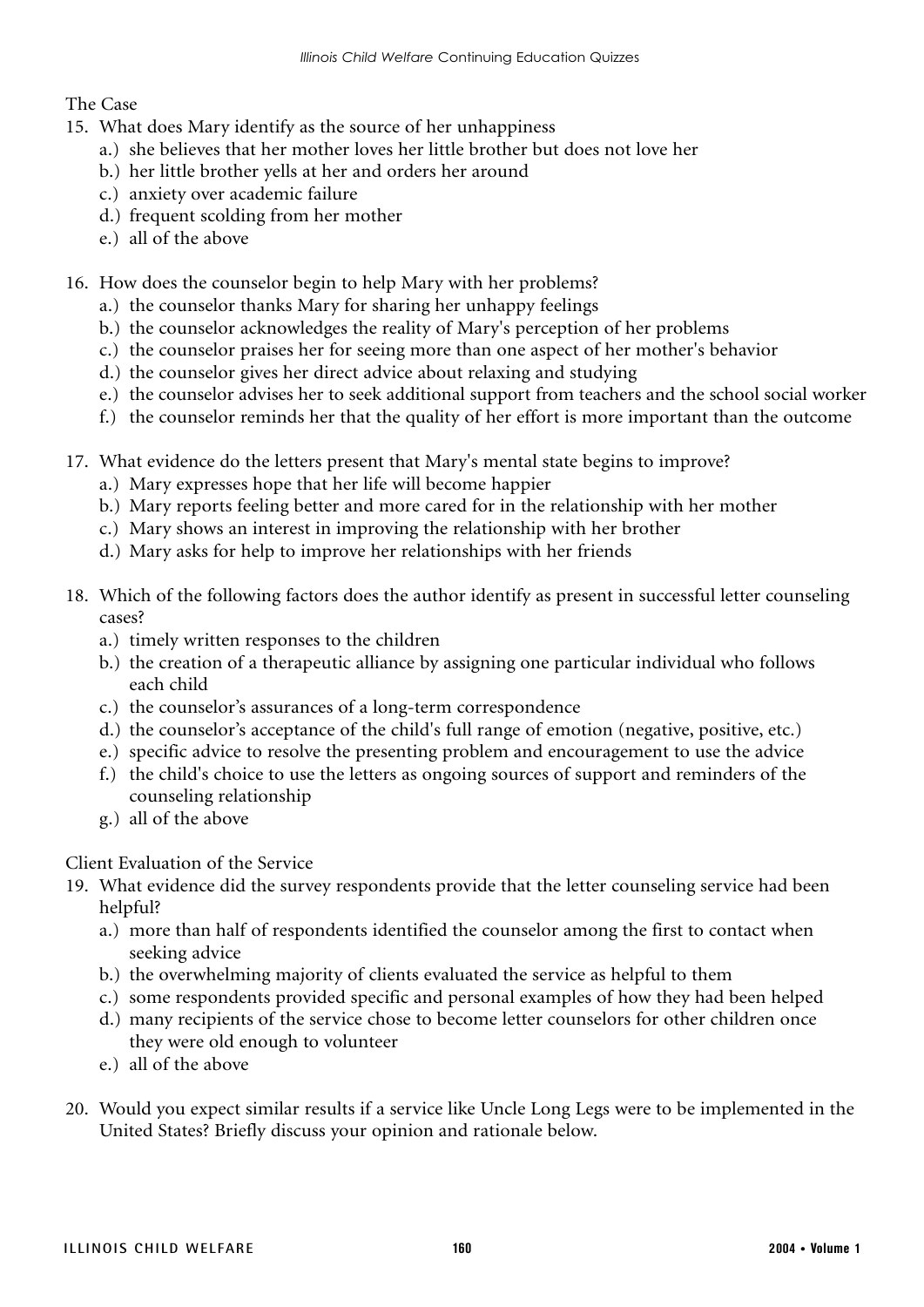The Case

15. What does Mary identify as the source of her unhappiness
    a.) she believes that her mother loves her little brother but does not love her
    b.) her little brother yells at her and orders her around
    c.) anxiety over academic failure
    d.) frequent scolding from her mother
    e.) all of the above

16. How does the counselor begin to help Mary with her problems?
    a.) the counselor thanks Mary for sharing her unhappy feelings
    b.) the counselor acknowledges the reality of Mary's perception of her problems
    c.) the counselor praises her for seeing more than one aspect of her mother's behavior
    d.) the counselor gives her direct advice about relaxing and studying
    e.) the counselor advises her to seek additional support from teachers and the school social worker
    f.) the counselor reminds her that the quality of her effort is more important than the outcome

17. What evidence do the letters present that Mary's mental state begins to improve?
    a.) Mary expresses hope that her life will become happier
    b.) Mary reports feeling better and more cared for in the relationship with her mother
    c.) Mary shows an interest in improving the relationship with her brother
    d.) Mary asks for help to improve her relationships with her friends

18. Which of the following factors does the author identify as present in successful letter counseling cases?
    a.) timely written responses to the children
    b.) the creation of a therapeutic alliance by assigning one particular individual who follows each child
    c.) the counselor's assurances of a long-term correspondence
    d.) the counselor's acceptance of the child's full range of emotion (negative, positive, etc.)
    e.) specific advice to resolve the presenting problem and encouragement to use the advice
    f.) the child's choice to use the letters as ongoing sources of support and reminders of the counseling relationship
    g.) all of the above

Client Evaluation of the Service

19. What evidence did the survey respondents provide that the letter counseling service had been helpful?
    a.) more than half of respondents identified the counselor among the first to contact when seeking advice
    b.) the overwhelming majority of clients evaluated the service as helpful to them
    c.) some respondents provided specific and personal examples of how they had been helped
    d.) many recipients of the service chose to become letter counselors for other children once they were old enough to volunteer
    e.) all of the above

20. Would you expect similar results if a service like Uncle Long Legs were to be implemented in the United States? Briefly discuss your opinion and rationale below.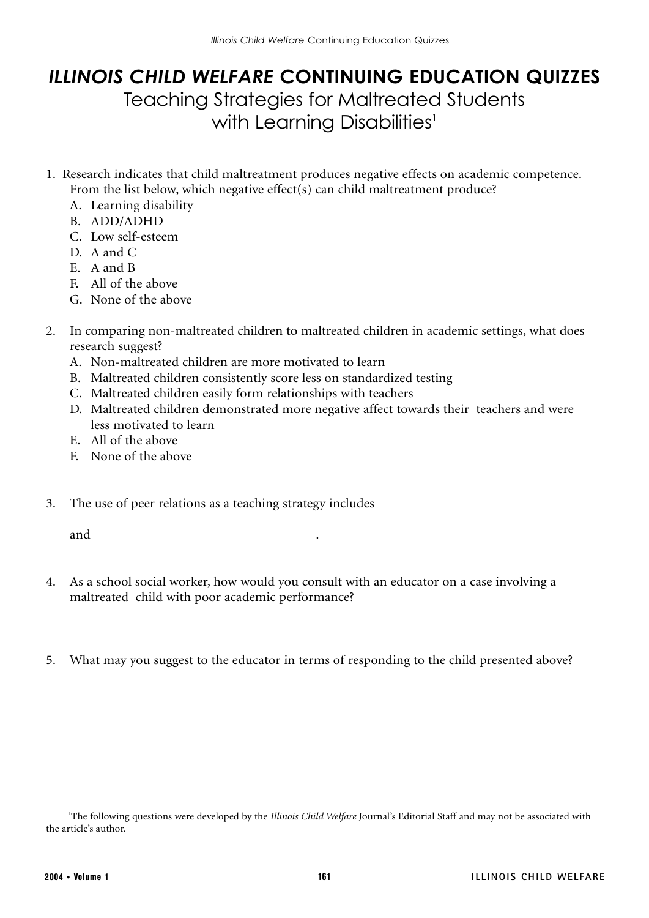# *ILLINOIS CHILD WELFARE* CONTINUING EDUCATION QUIZZES

## Teaching Strategies for Maltreated Students with Learning Disabilities[1]

1. Research indicates that child maltreatment produces negative effects on academic competence. From the list below, which negative effect(s) can child maltreatment produce?
   - A. Learning disability
   - B. ADD/ADHD
   - C. Low self-esteem
   - D. A and C
   - E. A and B
   - F. All of the above
   - G. None of the above

2. In comparing non-maltreated children to maltreated children in academic settings, what does research suggest?
   - A. Non-maltreated children are more motivated to learn
   - B. Maltreated children consistently score less on standardized testing
   - C. Maltreated children easily form relationships with teachers
   - D. Maltreated children demonstrated more negative affect towards their teachers and were less motivated to learn
   - E. All of the above
   - F. None of the above

3. The use of peer relations as a teaching strategy includes ______________________________

   and __________________________________.

4. As a school social worker, how would you consult with an educator on a case involving a maltreated child with poor academic performance?

5. What may you suggest to the educator in terms of responding to the child presented above?

[1] The following questions were developed by the *Illinois Child Welfare* Journal's Editorial Staff and may not be associated with the article's author.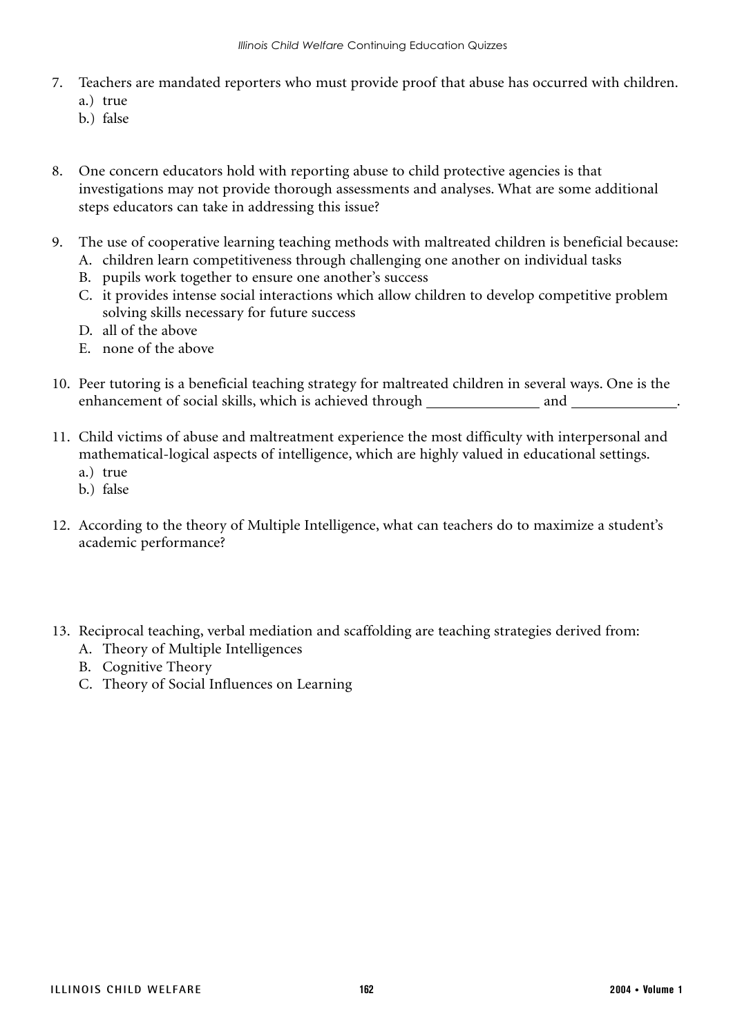7. Teachers are mandated reporters who must provide proof that abuse has occurred with children.
   a.) true
   b.) false

8. One concern educators hold with reporting abuse to child protective agencies is that investigations may not provide thorough assessments and analyses. What are some additional steps educators can take in addressing this issue?

9. The use of cooperative learning teaching methods with maltreated children is beneficial because:
   A. children learn competitiveness through challenging one another on individual tasks
   B. pupils work together to ensure one another's success
   C. it provides intense social interactions which allow children to develop competitive problem solving skills necessary for future success
   D. all of the above
   E. none of the above

10. Peer tutoring is a beneficial teaching strategy for maltreated children in several ways. One is the enhancement of social skills, which is achieved through _______________ and ______________.

11. Child victims of abuse and maltreatment experience the most difficulty with interpersonal and mathematical-logical aspects of intelligence, which are highly valued in educational settings.
    a.) true
    b.) false

12. According to the theory of Multiple Intelligence, what can teachers do to maximize a student's academic performance?

13. Reciprocal teaching, verbal mediation and scaffolding are teaching strategies derived from:
    A. Theory of Multiple Intelligences
    B. Cognitive Theory
    C. Theory of Social Influences on Learning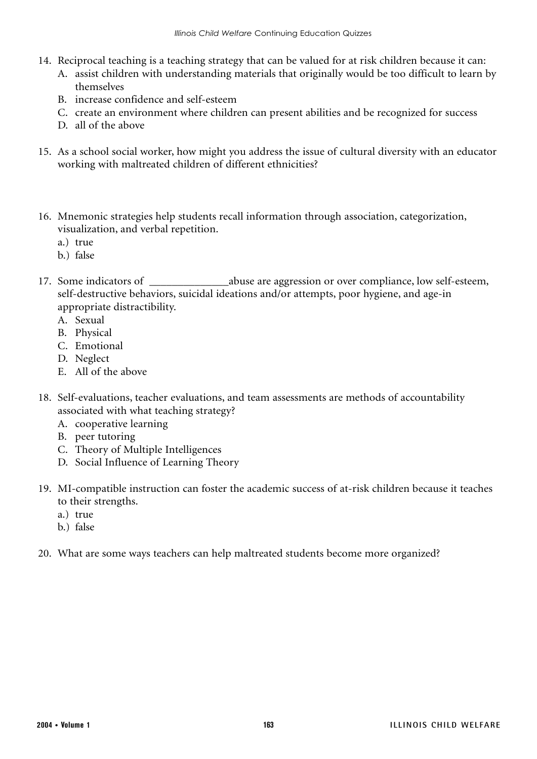14. Reciprocal teaching is a teaching strategy that can be valued for at risk children because it can:
    A. assist children with understanding materials that originally would be too difficult to learn by themselves
    B. increase confidence and self-esteem
    C. create an environment where children can present abilities and be recognized for success
    D. all of the above

15. As a school social worker, how might you address the issue of cultural diversity with an educator working with maltreated children of different ethnicities?

16. Mnemonic strategies help students recall information through association, categorization, visualization, and verbal repetition.
    a.) true
    b.) false

17. Some indicators of ______________abuse are aggression or over compliance, low self-esteem, self-destructive behaviors, suicidal ideations and/or attempts, poor hygiene, and age-in appropriate distractibility.
    A. Sexual
    B. Physical
    C. Emotional
    D. Neglect
    E. All of the above

18. Self-evaluations, teacher evaluations, and team assessments are methods of accountability associated with what teaching strategy?
    A. cooperative learning
    B. peer tutoring
    C. Theory of Multiple Intelligences
    D. Social Influence of Learning Theory

19. MI-compatible instruction can foster the academic success of at-risk children because it teaches to their strengths.
    a.) true
    b.) false

20. What are some ways teachers can help maltreated students become more organized?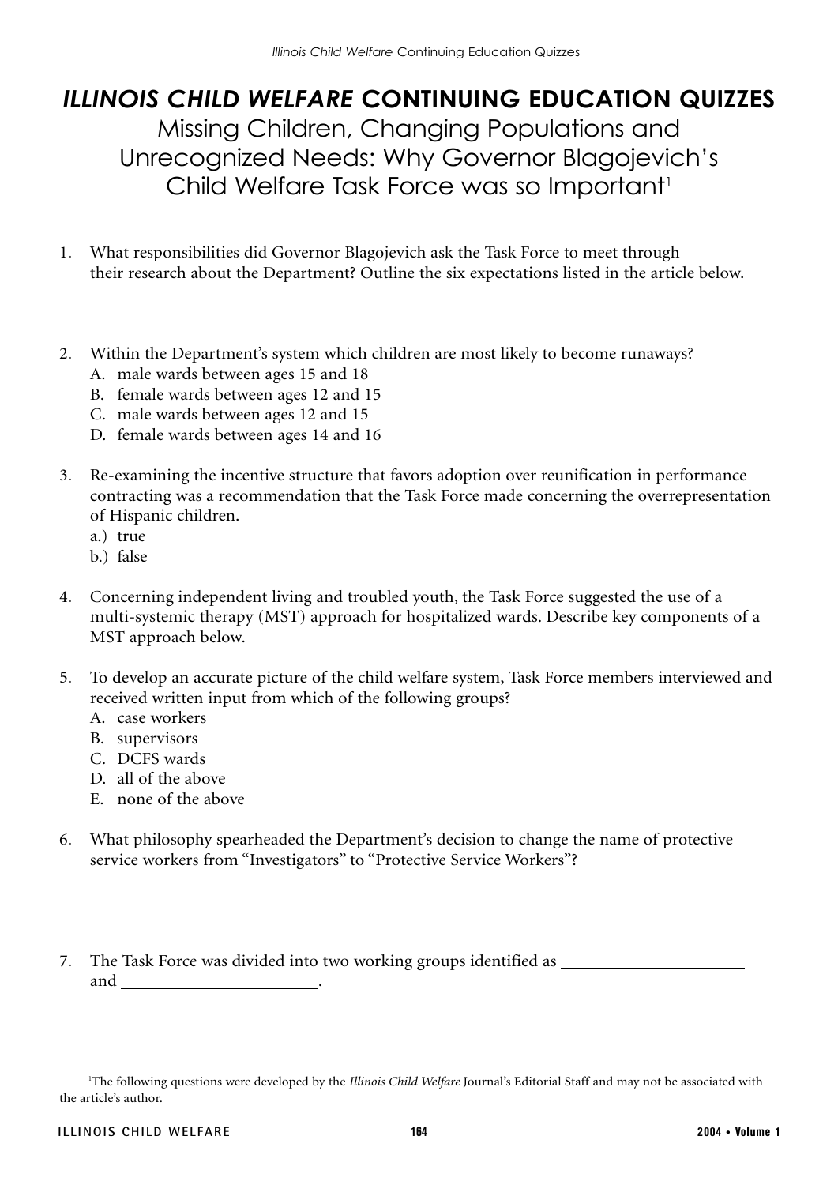# *ILLINOIS CHILD WELFARE* CONTINUING EDUCATION QUIZZES

## Missing Children, Changing Populations and Unrecognized Needs: Why Governor Blagojevich's Child Welfare Task Force was so Important[1]

1. What responsibilities did Governor Blagojevich ask the Task Force to meet through their research about the Department? Outline the six expectations listed in the article below.

2. Within the Department's system which children are most likely to become runaways?
   A. male wards between ages 15 and 18
   B. female wards between ages 12 and 15
   C. male wards between ages 12 and 15
   D. female wards between ages 14 and 16

3. Re-examining the incentive structure that favors adoption over reunification in performance contracting was a recommendation that the Task Force made concerning the overrepresentation of Hispanic children.
   a.) true
   b.) false

4. Concerning independent living and troubled youth, the Task Force suggested the use of a multi-systemic therapy (MST) approach for hospitalized wards. Describe key components of a MST approach below.

5. To develop an accurate picture of the child welfare system, Task Force members interviewed and received written input from which of the following groups?
   A. case workers
   B. supervisors
   C. DCFS wards
   D. all of the above
   E. none of the above

6. What philosophy spearheaded the Department's decision to change the name of protective service workers from "Investigators" to "Protective Service Workers"?

7. The Task Force was divided into two working groups identified as ____________________ and ____________________.

[1]The following questions were developed by the *Illinois Child Welfare* Journal's Editorial Staff and may not be associated with the article's author.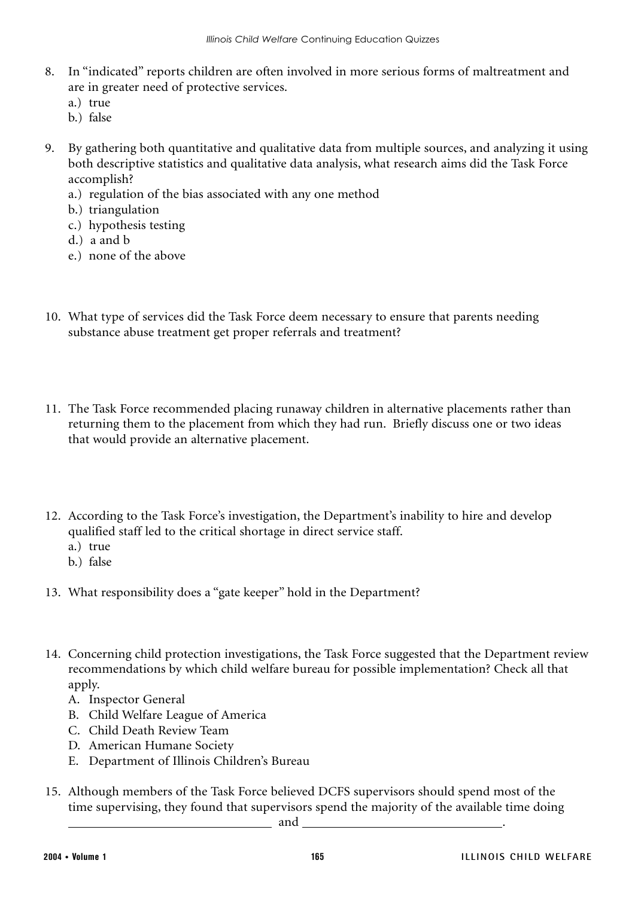8. In "indicated" reports children are often involved in more serious forms of maltreatment and are in greater need of protective services.
   a.) true
   b.) false

9. By gathering both quantitative and qualitative data from multiple sources, and analyzing it using both descriptive statistics and qualitative data analysis, what research aims did the Task Force accomplish?
   a.) regulation of the bias associated with any one method
   b.) triangulation
   c.) hypothesis testing
   d.) a and b
   e.) none of the above

10. What type of services did the Task Force deem necessary to ensure that parents needing substance abuse treatment get proper referrals and treatment?

11. The Task Force recommended placing runaway children in alternative placements rather than returning them to the placement from which they had run. Briefly discuss one or two ideas that would provide an alternative placement.

12. According to the Task Force's investigation, the Department's inability to hire and develop qualified staff led to the critical shortage in direct service staff.
    a.) true
    b.) false

13. What responsibility does a "gate keeper" hold in the Department?

14. Concerning child protection investigations, the Task Force suggested that the Department review recommendations by which child welfare bureau for possible implementation? Check all that apply.
    A. Inspector General
    B. Child Welfare League of America
    C. Child Death Review Team
    D. American Humane Society
    E. Department of Illinois Children's Bureau

15. Although members of the Task Force believed DCFS supervisors should spend most of the time supervising, they found that supervisors spend the majority of the available time doing \_\_\_\_\_\_\_\_\_\_\_\_\_\_\_\_\_\_\_\_\_\_\_\_\_\_\_\_ and \_\_\_\_\_\_\_\_\_\_\_\_\_\_\_\_\_\_\_\_\_\_\_\_\_\_\_\_.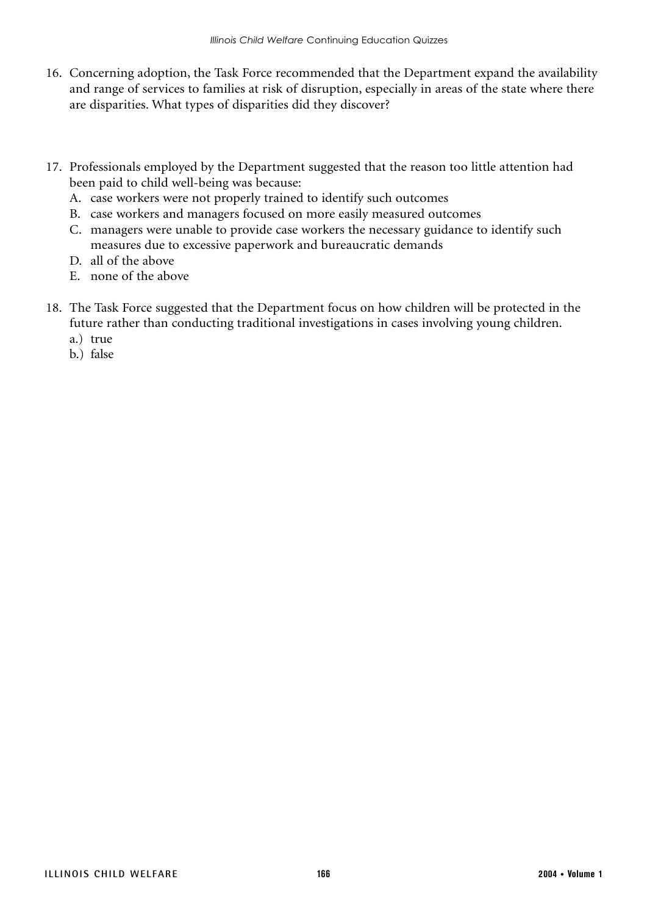16. Concerning adoption, the Task Force recommended that the Department expand the availability and range of services to families at risk of disruption, especially in areas of the state where there are disparities. What types of disparities did they discover?

17. Professionals employed by the Department suggested that the reason too little attention had been paid to child well-being was because:
    A. case workers were not properly trained to identify such outcomes
    B. case workers and managers focused on more easily measured outcomes
    C. managers were unable to provide case workers the necessary guidance to identify such measures due to excessive paperwork and bureaucratic demands
    D. all of the above
    E. none of the above

18. The Task Force suggested that the Department focus on how children will be protected in the future rather than conducting traditional investigations in cases involving young children.
    a.) true
    b.) false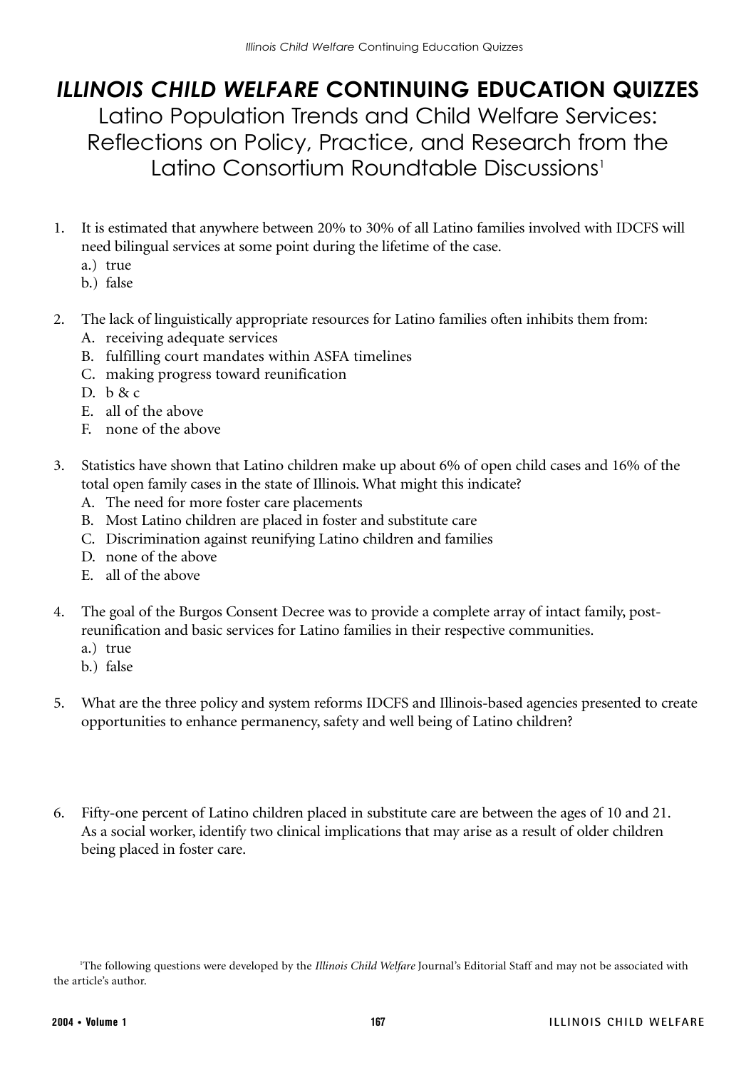# *ILLINOIS CHILD WELFARE* CONTINUING EDUCATION QUIZZES

## Latino Population Trends and Child Welfare Services: Reflections on Policy, Practice, and Research from the Latino Consortium Roundtable Discussions[1]

1. It is estimated that anywhere between 20% to 30% of all Latino families involved with IDCFS will need bilingual services at some point during the lifetime of the case.
   a.) true
   b.) false

2. The lack of linguistically appropriate resources for Latino families often inhibits them from:
   A. receiving adequate services
   B. fulfilling court mandates within ASFA timelines
   C. making progress toward reunification
   D. b & c
   E. all of the above
   F. none of the above

3. Statistics have shown that Latino children make up about 6% of open child cases and 16% of the total open family cases in the state of Illinois. What might this indicate?
   A. The need for more foster care placements
   B. Most Latino children are placed in foster and substitute care
   C. Discrimination against reunifying Latino children and families
   D. none of the above
   E. all of the above

4. The goal of the Burgos Consent Decree was to provide a complete array of intact family, post-reunification and basic services for Latino families in their respective communities.
   a.) true
   b.) false

5. What are the three policy and system reforms IDCFS and Illinois-based agencies presented to create opportunities to enhance permanency, safety and well being of Latino children?

6. Fifty-one percent of Latino children placed in substitute care are between the ages of 10 and 21. As a social worker, identify two clinical implications that may arise as a result of older children being placed in foster care.

[1]The following questions were developed by the *Illinois Child Welfare* Journal's Editorial Staff and may not be associated with the article's author.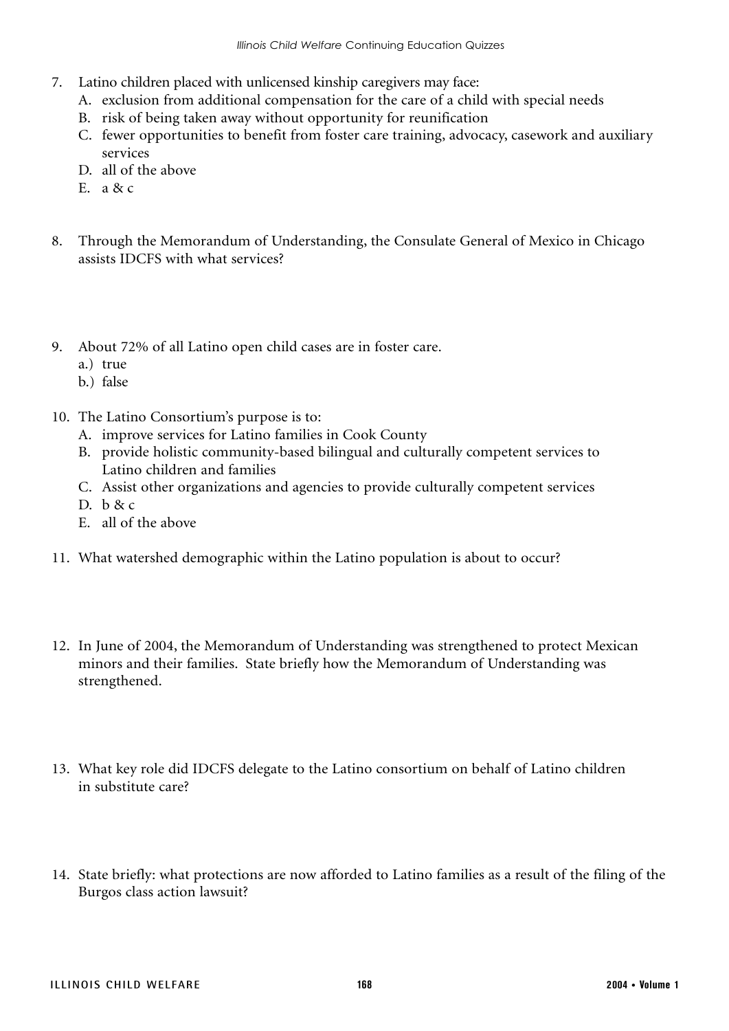7. Latino children placed with unlicensed kinship caregivers may face:
   A. exclusion from additional compensation for the care of a child with special needs
   B. risk of being taken away without opportunity for reunification
   C. fewer opportunities to benefit from foster care training, advocacy, casework and auxiliary services
   D. all of the above
   E. a & c

8. Through the Memorandum of Understanding, the Consulate General of Mexico in Chicago assists IDCFS with what services?

9. About 72% of all Latino open child cases are in foster care.
   a.) true
   b.) false

10. The Latino Consortium's purpose is to:
    A. improve services for Latino families in Cook County
    B. provide holistic community-based bilingual and culturally competent services to Latino children and families
    C. Assist other organizations and agencies to provide culturally competent services
    D. b & c
    E. all of the above

11. What watershed demographic within the Latino population is about to occur?

12. In June of 2004, the Memorandum of Understanding was strengthened to protect Mexican minors and their families. State briefly how the Memorandum of Understanding was strengthened.

13. What key role did IDCFS delegate to the Latino consortium on behalf of Latino children in substitute care?

14. State briefly: what protections are now afforded to Latino families as a result of the filing of the Burgos class action lawsuit?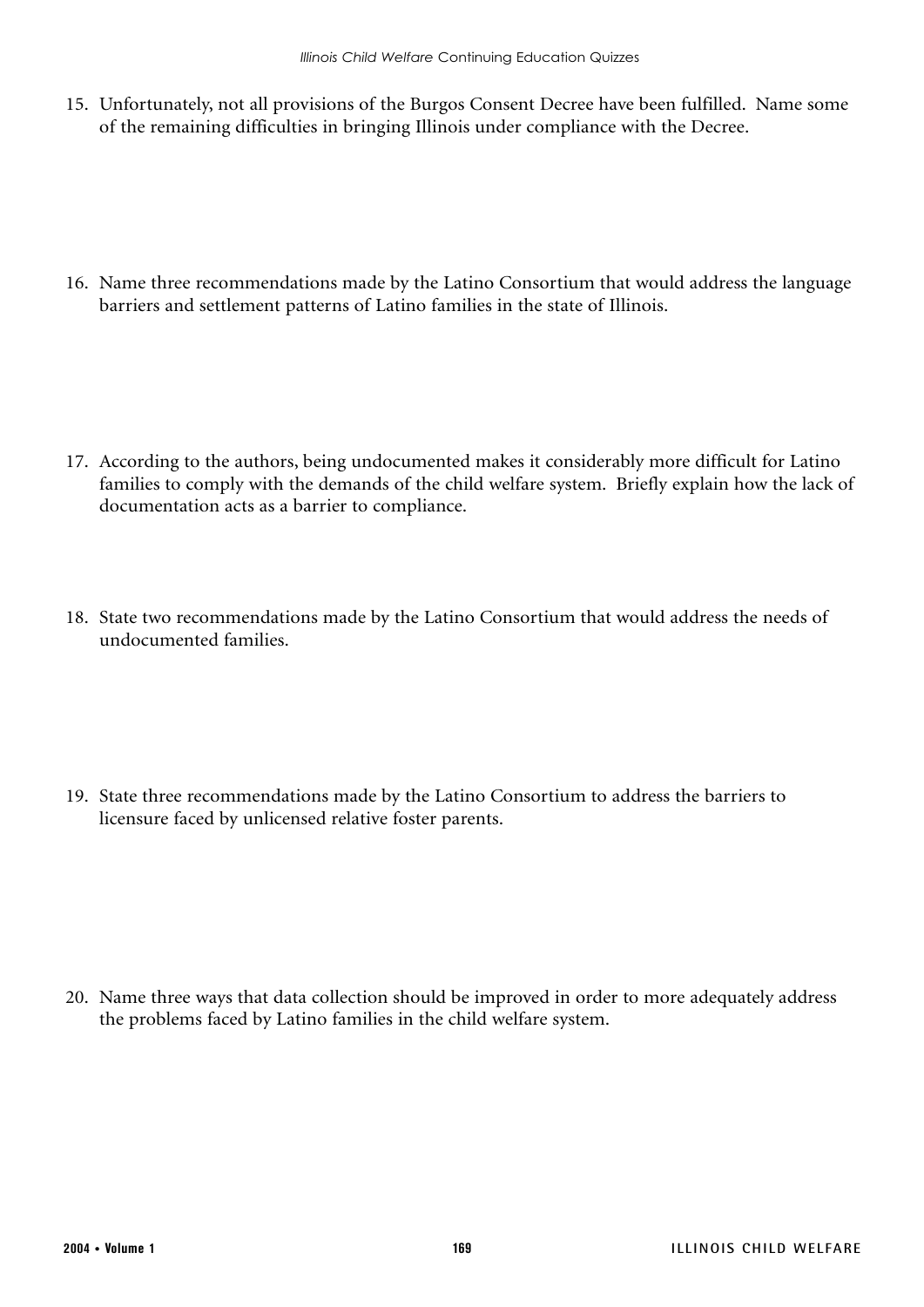15. Unfortunately, not all provisions of the Burgos Consent Decree have been fulfilled. Name some of the remaining difficulties in bringing Illinois under compliance with the Decree.

16. Name three recommendations made by the Latino Consortium that would address the language barriers and settlement patterns of Latino families in the state of Illinois.

17. According to the authors, being undocumented makes it considerably more difficult for Latino families to comply with the demands of the child welfare system. Briefly explain how the lack of documentation acts as a barrier to compliance.

18. State two recommendations made by the Latino Consortium that would address the needs of undocumented families.

19. State three recommendations made by the Latino Consortium to address the barriers to licensure faced by unlicensed relative foster parents.

20. Name three ways that data collection should be improved in order to more adequately address the problems faced by Latino families in the child welfare system.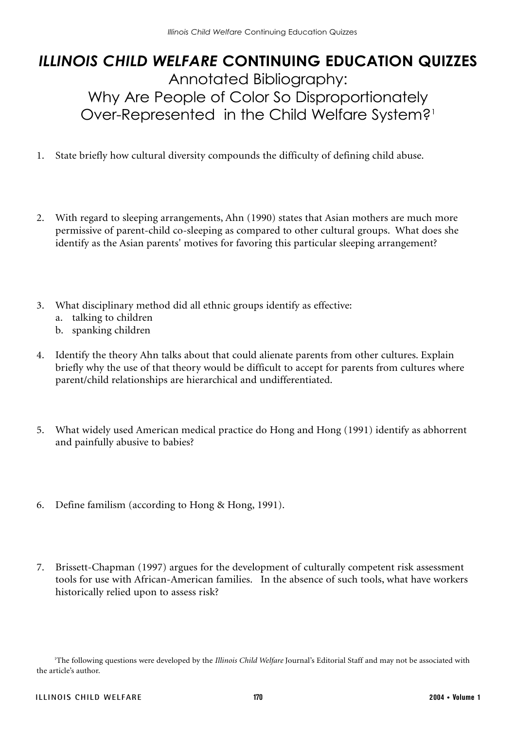# *ILLINOIS CHILD WELFARE* CONTINUING EDUCATION QUIZZES

## Annotated Bibliography: Why Are People of Color So Disproportionately Over-Represented in the Child Welfare System?[1]

1. State briefly how cultural diversity compounds the difficulty of defining child abuse.

2. With regard to sleeping arrangements, Ahn (1990) states that Asian mothers are much more permissive of parent-child co-sleeping as compared to other cultural groups. What does she identify as the Asian parents' motives for favoring this particular sleeping arrangement?

3. What disciplinary method did all ethnic groups identify as effective:
   a. talking to children
   b. spanking children

4. Identify the theory Ahn talks about that could alienate parents from other cultures. Explain briefly why the use of that theory would be difficult to accept for parents from cultures where parent/child relationships are hierarchical and undifferentiated.

5. What widely used American medical practice do Hong and Hong (1991) identify as abhorrent and painfully abusive to babies?

6. Define familism (according to Hong & Hong, 1991).

7. Brissett-Chapman (1997) argues for the development of culturally competent risk assessment tools for use with African-American families. In the absence of such tools, what have workers historically relied upon to assess risk?

[1]The following questions were developed by the *Illinois Child Welfare* Journal's Editorial Staff and may not be associated with the article's author.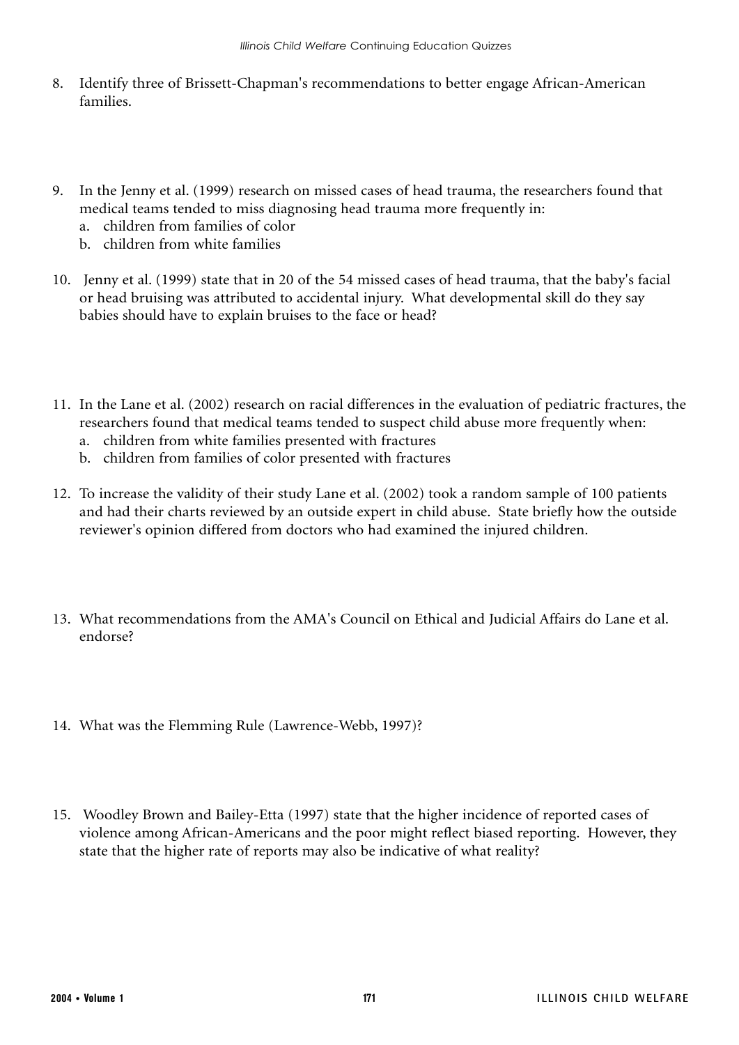8. Identify three of Brissett-Chapman's recommendations to better engage African-American families.

9. In the Jenny et al. (1999) research on missed cases of head trauma, the researchers found that medical teams tended to miss diagnosing head trauma more frequently in:
   a. children from families of color
   b. children from white families

10. Jenny et al. (1999) state that in 20 of the 54 missed cases of head trauma, that the baby's facial or head bruising was attributed to accidental injury. What developmental skill do they say babies should have to explain bruises to the face or head?

11. In the Lane et al. (2002) research on racial differences in the evaluation of pediatric fractures, the researchers found that medical teams tended to suspect child abuse more frequently when:
    a. children from white families presented with fractures
    b. children from families of color presented with fractures

12. To increase the validity of their study Lane et al. (2002) took a random sample of 100 patients and had their charts reviewed by an outside expert in child abuse. State briefly how the outside reviewer's opinion differed from doctors who had examined the injured children.

13. What recommendations from the AMA's Council on Ethical and Judicial Affairs do Lane et al. endorse?

14. What was the Flemming Rule (Lawrence-Webb, 1997)?

15. Woodley Brown and Bailey-Etta (1997) state that the higher incidence of reported cases of violence among African-Americans and the poor might reflect biased reporting. However, they state that the higher rate of reports may also be indicative of what reality?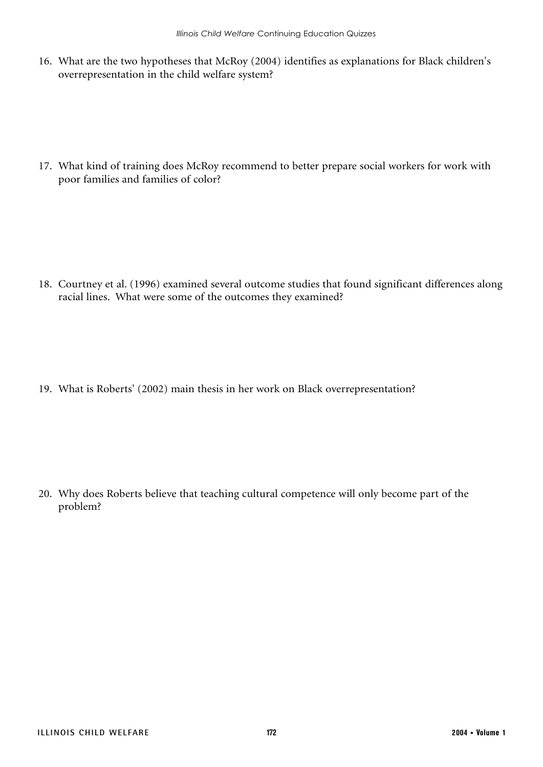16. What are the two hypotheses that McRoy (2004) identifies as explanations for Black children's overrepresentation in the child welfare system?

17. What kind of training does McRoy recommend to better prepare social workers for work with poor families and families of color?

18. Courtney et al. (1996) examined several outcome studies that found significant differences along racial lines. What were some of the outcomes they examined?

19. What is Roberts' (2002) main thesis in her work on Black overrepresentation?

20. Why does Roberts believe that teaching cultural competence will only become part of the problem?